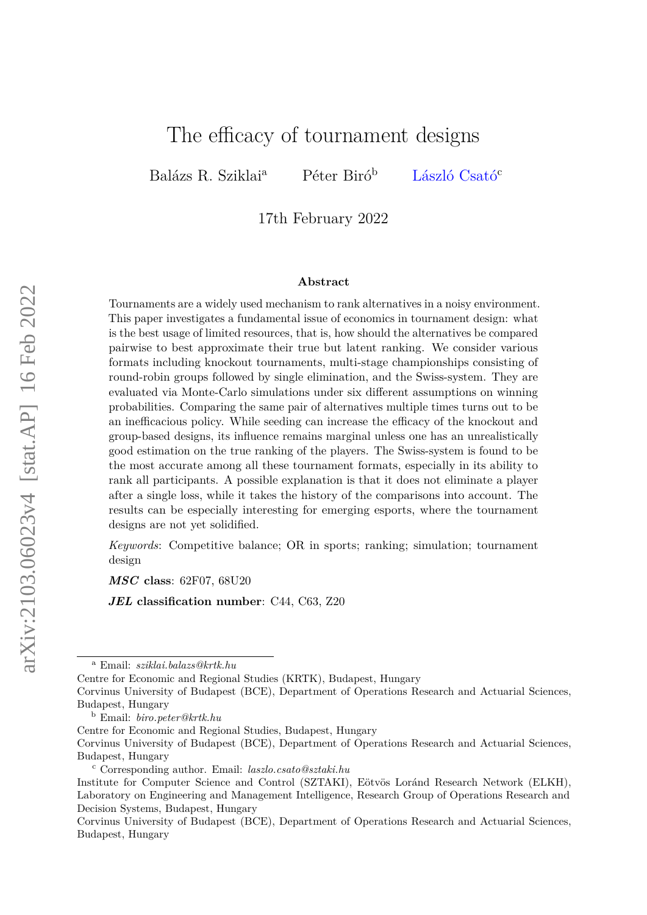# The efficacy of tournament designs

Balázs R. Sziklai[a] Péter Biró[b] László Csató[c]

17th February 2022

**Abstract**

Tournaments are a widely used mechanism to rank alternatives in a noisy environment. This paper investigates a fundamental issue of economics in tournament design: what is the best usage of limited resources, that is, how should the alternatives be compared pairwise to best approximate their true but latent ranking. We consider various formats including knockout tournaments, multi-stage championships consisting of round-robin groups followed by single elimination, and the Swiss-system. They are evaluated via Monte-Carlo simulations under six different assumptions on winning probabilities. Comparing the same pair of alternatives multiple times turns out to be an inefficacious policy. While seeding can increase the efficacy of the knockout and group-based designs, its influence remains marginal unless one has an unrealistically good estimation on the true ranking of the players. The Swiss-system is found to be the most accurate among all these tournament formats, especially in its ability to rank all participants. A possible explanation is that it does not eliminate a player after a single loss, while it takes the history of the comparisons into account. The results can be especially interesting for emerging esports, where the tournament designs are not yet solidified.

*Keywords*: Competitive balance; OR in sports; ranking; simulation; tournament design

***MSC* class**: 62F07, 68U20

***JEL* classification number**: C44, C63, Z20

---

[a] Email: *sziklai.balazs@krtk.hu*
Centre for Economic and Regional Studies (KRTK), Budapest, Hungary
Corvinus University of Budapest (BCE), Department of Operations Research and Actuarial Sciences, Budapest, Hungary

[b] Email: *biro.peter@krtk.hu*
Centre for Economic and Regional Studies, Budapest, Hungary
Corvinus University of Budapest (BCE), Department of Operations Research and Actuarial Sciences, Budapest, Hungary

[c] Corresponding author. Email: *laszlo.csato@sztaki.hu*
Institute for Computer Science and Control (SZTAKI), Eötvös Loránd Research Network (ELKH), Laboratory on Engineering and Management Intelligence, Research Group of Operations Research and Decision Systems, Budapest, Hungary
Corvinus University of Budapest (BCE), Department of Operations Research and Actuarial Sciences, Budapest, Hungary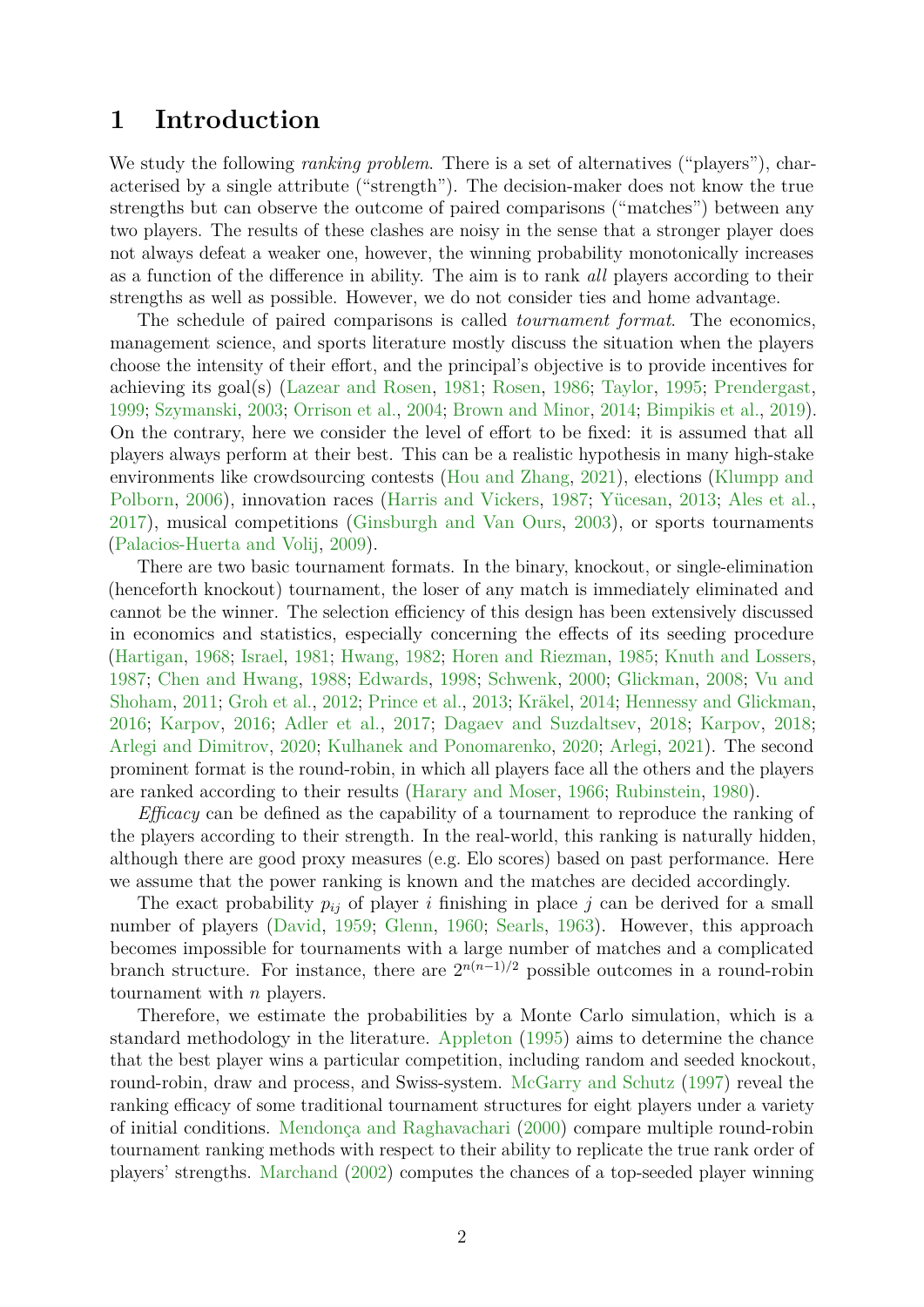# 1 Introduction

We study the following *ranking problem*. There is a set of alternatives ("players"), characterised by a single attribute ("strength"). The decision-maker does not know the true strengths but can observe the outcome of paired comparisons ("matches") between any two players. The results of these clashes are noisy in the sense that a stronger player does not always defeat a weaker one, however, the winning probability monotonically increases as a function of the difference in ability. The aim is to rank *all* players according to their strengths as well as possible. However, we do not consider ties and home advantage.

The schedule of paired comparisons is called *tournament format*. The economics, management science, and sports literature mostly discuss the situation when the players choose the intensity of their effort, and the principal's objective is to provide incentives for achieving its goal(s) (Lazear and Rosen, 1981; Rosen, 1986; Taylor, 1995; Prendergast, 1999; Szymanski, 2003; Orrison et al., 2004; Brown and Minor, 2014; Bimpikis et al., 2019). On the contrary, here we consider the level of effort to be fixed: it is assumed that all players always perform at their best. This can be a realistic hypothesis in many high-stake environments like crowdsourcing contests (Hou and Zhang, 2021), elections (Klumpp and Polborn, 2006), innovation races (Harris and Vickers, 1987; Yücesan, 2013; Ales et al., 2017), musical competitions (Ginsburgh and Van Ours, 2003), or sports tournaments (Palacios-Huerta and Volij, 2009).

There are two basic tournament formats. In the binary, knockout, or single-elimination (henceforth knockout) tournament, the loser of any match is immediately eliminated and cannot be the winner. The selection efficiency of this design has been extensively discussed in economics and statistics, especially concerning the effects of its seeding procedure (Hartigan, 1968; Israel, 1981; Hwang, 1982; Horen and Riezman, 1985; Knuth and Lossers, 1987; Chen and Hwang, 1988; Edwards, 1998; Schwenk, 2000; Glickman, 2008; Vu and Shoham, 2011; Groh et al., 2012; Prince et al., 2013; Kräkel, 2014; Hennessy and Glickman, 2016; Karpov, 2016; Adler et al., 2017; Dagaev and Suzdaltsev, 2018; Karpov, 2018; Arlegi and Dimitrov, 2020; Kulhanek and Ponomarenko, 2020; Arlegi, 2021). The second prominent format is the round-robin, in which all players face all the others and the players are ranked according to their results (Harary and Moser, 1966; Rubinstein, 1980).

*Efficacy* can be defined as the capability of a tournament to reproduce the ranking of the players according to their strength. In the real-world, this ranking is naturally hidden, although there are good proxy measures (e.g. Elo scores) based on past performance. Here we assume that the power ranking is known and the matches are decided accordingly.

The exact probability $p_{ij}$ of player $i$ finishing in place $j$ can be derived for a small number of players (David, 1959; Glenn, 1960; Searls, 1963). However, this approach becomes impossible for tournaments with a large number of matches and a complicated branch structure. For instance, there are $2^{n(n-1)/2}$ possible outcomes in a round-robin tournament with $n$ players.

Therefore, we estimate the probabilities by a Monte Carlo simulation, which is a standard methodology in the literature. Appleton (1995) aims to determine the chance that the best player wins a particular competition, including random and seeded knockout, round-robin, draw and process, and Swiss-system. McGarry and Schutz (1997) reveal the ranking efficacy of some traditional tournament structures for eight players under a variety of initial conditions. Mendonça and Raghavachari (2000) compare multiple round-robin tournament ranking methods with respect to their ability to replicate the true rank order of players' strengths. Marchand (2002) computes the chances of a top-seeded player winning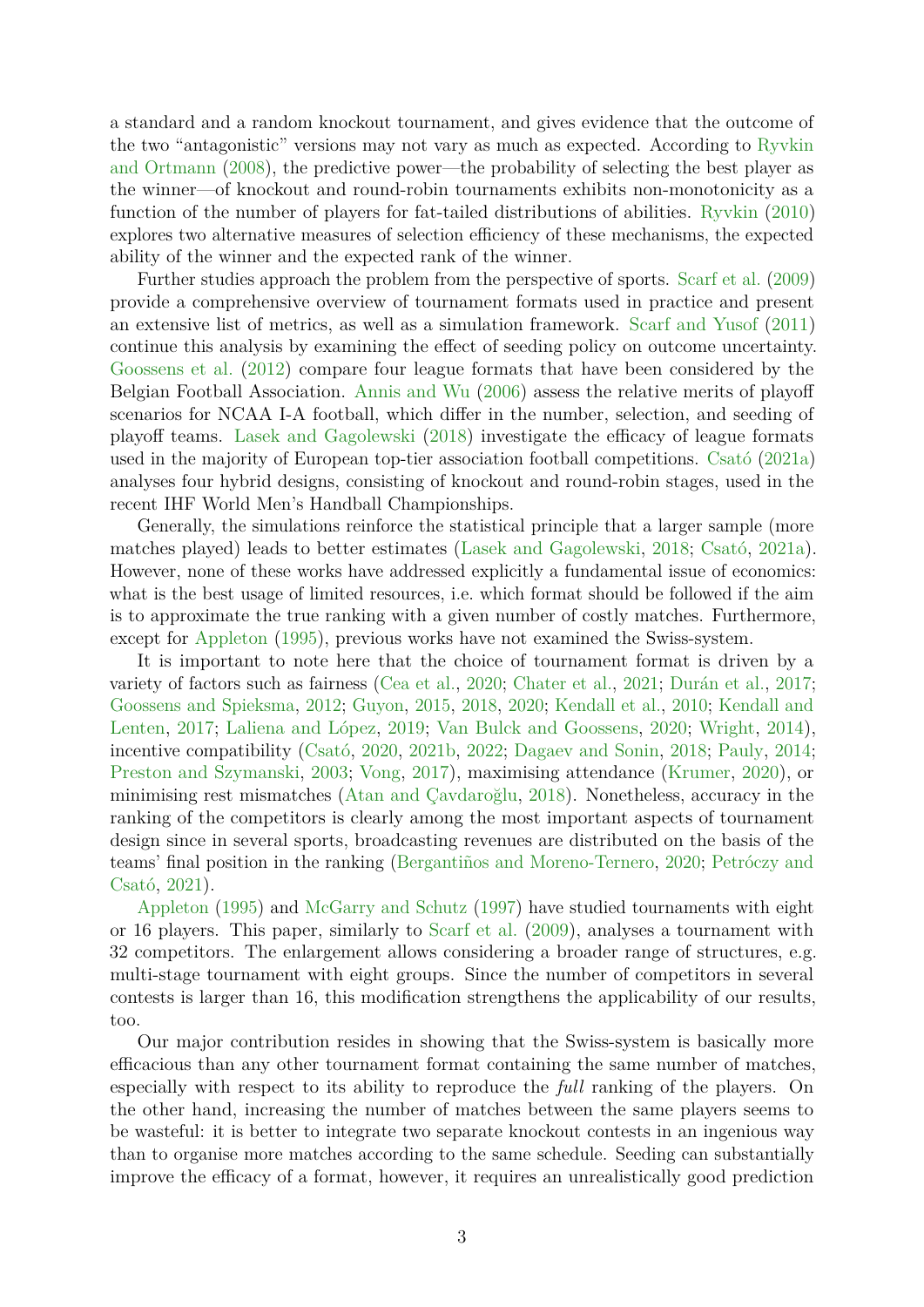a standard and a random knockout tournament, and gives evidence that the outcome of the two "antagonistic" versions may not vary as much as expected. According to Ryvkin and Ortmann (2008), the predictive power—the probability of selecting the best player as the winner—of knockout and round-robin tournaments exhibits non-monotonicity as a function of the number of players for fat-tailed distributions of abilities. Ryvkin (2010) explores two alternative measures of selection efficiency of these mechanisms, the expected ability of the winner and the expected rank of the winner.

Further studies approach the problem from the perspective of sports. Scarf et al. (2009) provide a comprehensive overview of tournament formats used in practice and present an extensive list of metrics, as well as a simulation framework. Scarf and Yusof (2011) continue this analysis by examining the effect of seeding policy on outcome uncertainty. Goossens et al. (2012) compare four league formats that have been considered by the Belgian Football Association. Annis and Wu (2006) assess the relative merits of playoff scenarios for NCAA I-A football, which differ in the number, selection, and seeding of playoff teams. Lasek and Gagolewski (2018) investigate the efficacy of league formats used in the majority of European top-tier association football competitions. Csató (2021a) analyses four hybrid designs, consisting of knockout and round-robin stages, used in the recent IHF World Men's Handball Championships.

Generally, the simulations reinforce the statistical principle that a larger sample (more matches played) leads to better estimates (Lasek and Gagolewski, 2018; Csató, 2021a). However, none of these works have addressed explicitly a fundamental issue of economics: what is the best usage of limited resources, i.e. which format should be followed if the aim is to approximate the true ranking with a given number of costly matches. Furthermore, except for Appleton (1995), previous works have not examined the Swiss-system.

It is important to note here that the choice of tournament format is driven by a variety of factors such as fairness (Cea et al., 2020; Chater et al., 2021; Durán et al., 2017; Goossens and Spieksma, 2012; Guyon, 2015, 2018, 2020; Kendall et al., 2010; Kendall and Lenten, 2017; Laliena and López, 2019; Van Bulck and Goossens, 2020; Wright, 2014), incentive compatibility (Csató, 2020, 2021b, 2022; Dagaev and Sonin, 2018; Pauly, 2014; Preston and Szymanski, 2003; Vong, 2017), maximising attendance (Krumer, 2020), or minimising rest mismatches (Atan and Çavdaroğlu, 2018). Nonetheless, accuracy in the ranking of the competitors is clearly among the most important aspects of tournament design since in several sports, broadcasting revenues are distributed on the basis of the teams' final position in the ranking (Bergantiños and Moreno-Ternero, 2020; Petróczy and Csató, 2021).

Appleton (1995) and McGarry and Schutz (1997) have studied tournaments with eight or 16 players. This paper, similarly to Scarf et al. (2009), analyses a tournament with 32 competitors. The enlargement allows considering a broader range of structures, e.g. multi-stage tournament with eight groups. Since the number of competitors in several contests is larger than 16, this modification strengthens the applicability of our results, too.

Our major contribution resides in showing that the Swiss-system is basically more efficacious than any other tournament format containing the same number of matches, especially with respect to its ability to reproduce the *full* ranking of the players. On the other hand, increasing the number of matches between the same players seems to be wasteful: it is better to integrate two separate knockout contests in an ingenious way than to organise more matches according to the same schedule. Seeding can substantially improve the efficacy of a format, however, it requires an unrealistically good prediction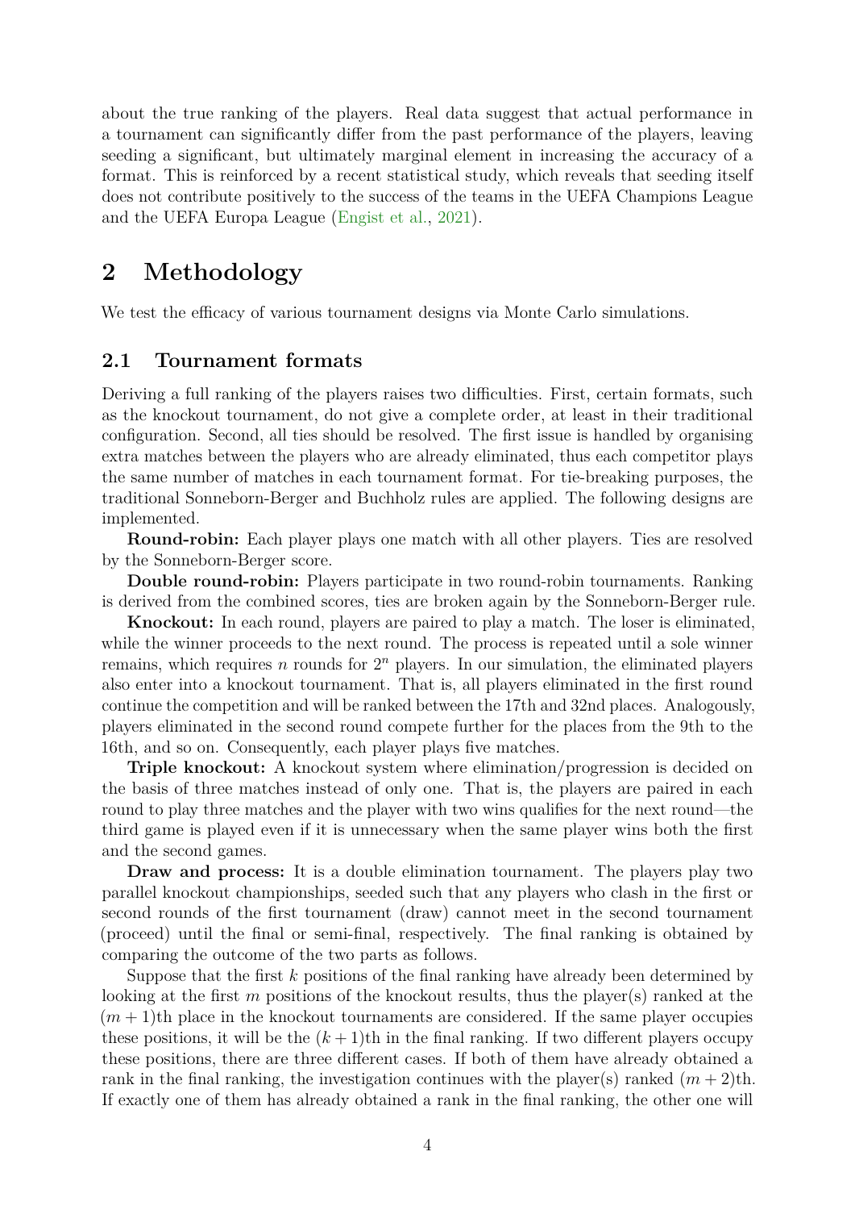about the true ranking of the players. Real data suggest that actual performance in a tournament can significantly differ from the past performance of the players, leaving seeding a significant, but ultimately marginal element in increasing the accuracy of a format. This is reinforced by a recent statistical study, which reveals that seeding itself does not contribute positively to the success of the teams in the UEFA Champions League and the UEFA Europa League (Engist et al., 2021).

# 2 Methodology

We test the efficacy of various tournament designs via Monte Carlo simulations.

## 2.1 Tournament formats

Deriving a full ranking of the players raises two difficulties. First, certain formats, such as the knockout tournament, do not give a complete order, at least in their traditional configuration. Second, all ties should be resolved. The first issue is handled by organising extra matches between the players who are already eliminated, thus each competitor plays the same number of matches in each tournament format. For tie-breaking purposes, the traditional Sonneborn-Berger and Buchholz rules are applied. The following designs are implemented.

**Round-robin:** Each player plays one match with all other players. Ties are resolved by the Sonneborn-Berger score.

**Double round-robin:** Players participate in two round-robin tournaments. Ranking is derived from the combined scores, ties are broken again by the Sonneborn-Berger rule.

**Knockout:** In each round, players are paired to play a match. The loser is eliminated, while the winner proceeds to the next round. The process is repeated until a sole winner remains, which requires $n$ rounds for $2^n$ players. In our simulation, the eliminated players also enter into a knockout tournament. That is, all players eliminated in the first round continue the competition and will be ranked between the 17th and 32nd places. Analogously, players eliminated in the second round compete further for the places from the 9th to the 16th, and so on. Consequently, each player plays five matches.

**Triple knockout:** A knockout system where elimination/progression is decided on the basis of three matches instead of only one. That is, the players are paired in each round to play three matches and the player with two wins qualifies for the next round—the third game is played even if it is unnecessary when the same player wins both the first and the second games.

**Draw and process:** It is a double elimination tournament. The players play two parallel knockout championships, seeded such that any players who clash in the first or second rounds of the first tournament (draw) cannot meet in the second tournament (proceed) until the final or semi-final, respectively. The final ranking is obtained by comparing the outcome of the two parts as follows.

Suppose that the first $k$ positions of the final ranking have already been determined by looking at the first $m$ positions of the knockout results, thus the player(s) ranked at the $(m+1)$th place in the knockout tournaments are considered. If the same player occupies these positions, it will be the $(k+1)$th in the final ranking. If two different players occupy these positions, there are three different cases. If both of them have already obtained a rank in the final ranking, the investigation continues with the player(s) ranked $(m+2)$th. If exactly one of them has already obtained a rank in the final ranking, the other one will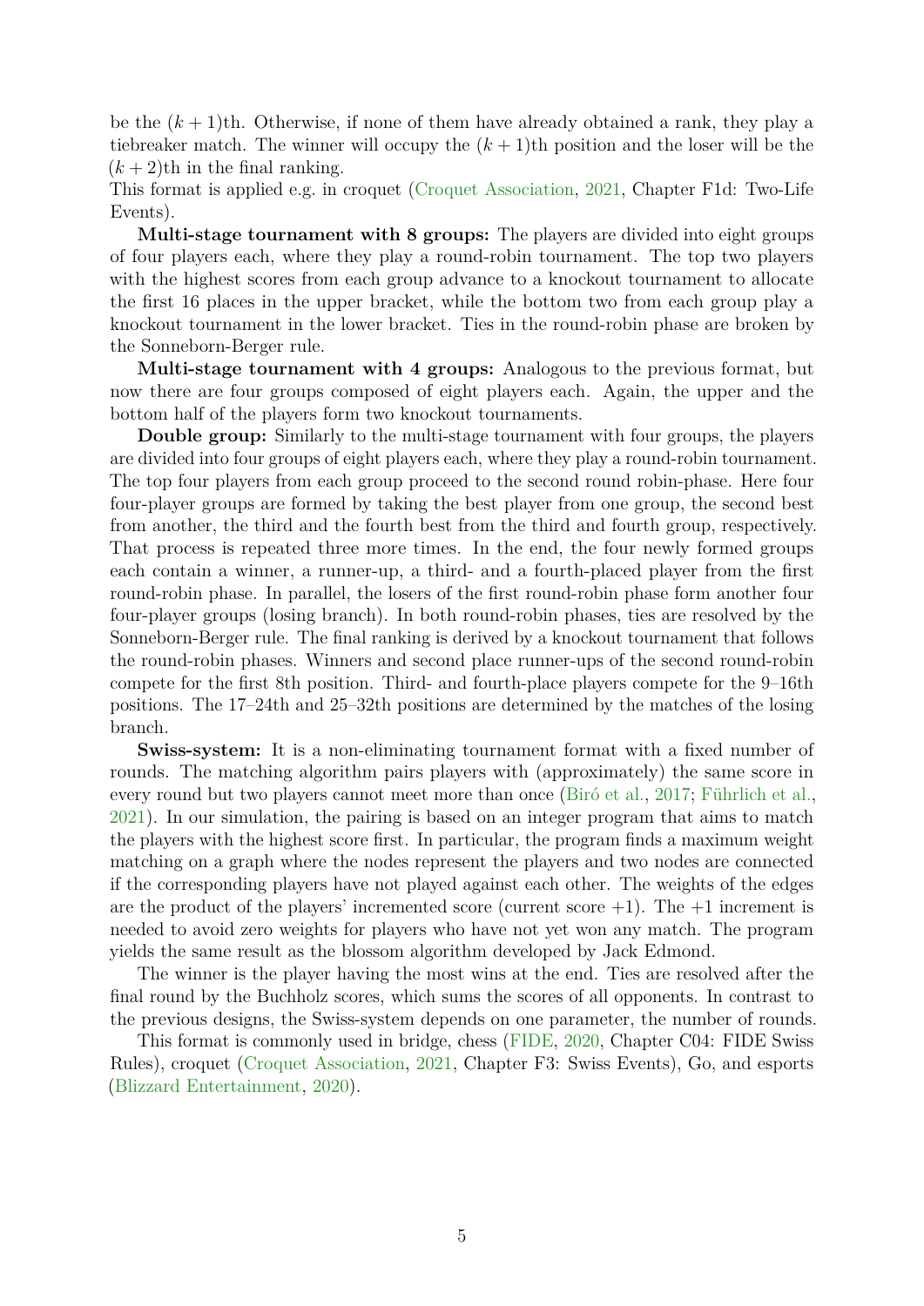be the $(k+1)$th. Otherwise, if none of them have already obtained a rank, they play a tiebreaker match. The winner will occupy the $(k+1)$th position and the loser will be the $(k+2)$th in the final ranking.
This format is applied e.g. in croquet (Croquet Association, 2021, Chapter F1d: Two-Life Events).

**Multi-stage tournament with 8 groups:** The players are divided into eight groups of four players each, where they play a round-robin tournament. The top two players with the highest scores from each group advance to a knockout tournament to allocate the first 16 places in the upper bracket, while the bottom two from each group play a knockout tournament in the lower bracket. Ties in the round-robin phase are broken by the Sonneborn-Berger rule.

**Multi-stage tournament with 4 groups:** Analogous to the previous format, but now there are four groups composed of eight players each. Again, the upper and the bottom half of the players form two knockout tournaments.

**Double group:** Similarly to the multi-stage tournament with four groups, the players are divided into four groups of eight players each, where they play a round-robin tournament. The top four players from each group proceed to the second round robin-phase. Here four four-player groups are formed by taking the best player from one group, the second best from another, the third and the fourth best from the third and fourth group, respectively. That process is repeated three more times. In the end, the four newly formed groups each contain a winner, a runner-up, a third- and a fourth-placed player from the first round-robin phase. In parallel, the losers of the first round-robin phase form another four four-player groups (losing branch). In both round-robin phases, ties are resolved by the Sonneborn-Berger rule. The final ranking is derived by a knockout tournament that follows the round-robin phases. Winners and second place runner-ups of the second round-robin compete for the first 8th position. Third- and fourth-place players compete for the 9–16th positions. The 17–24th and 25–32th positions are determined by the matches of the losing branch.

**Swiss-system:** It is a non-eliminating tournament format with a fixed number of rounds. The matching algorithm pairs players with (approximately) the same score in every round but two players cannot meet more than once (Biró et al., 2017; Führlich et al., 2021). In our simulation, the pairing is based on an integer program that aims to match the players with the highest score first. In particular, the program finds a maximum weight matching on a graph where the nodes represent the players and two nodes are connected if the corresponding players have not played against each other. The weights of the edges are the product of the players' incremented score (current score +1). The +1 increment is needed to avoid zero weights for players who have not yet won any match. The program yields the same result as the blossom algorithm developed by Jack Edmond.

The winner is the player having the most wins at the end. Ties are resolved after the final round by the Buchholz scores, which sums the scores of all opponents. In contrast to the previous designs, the Swiss-system depends on one parameter, the number of rounds.

This format is commonly used in bridge, chess (FIDE, 2020, Chapter C04: FIDE Swiss Rules), croquet (Croquet Association, 2021, Chapter F3: Swiss Events), Go, and esports (Blizzard Entertainment, 2020).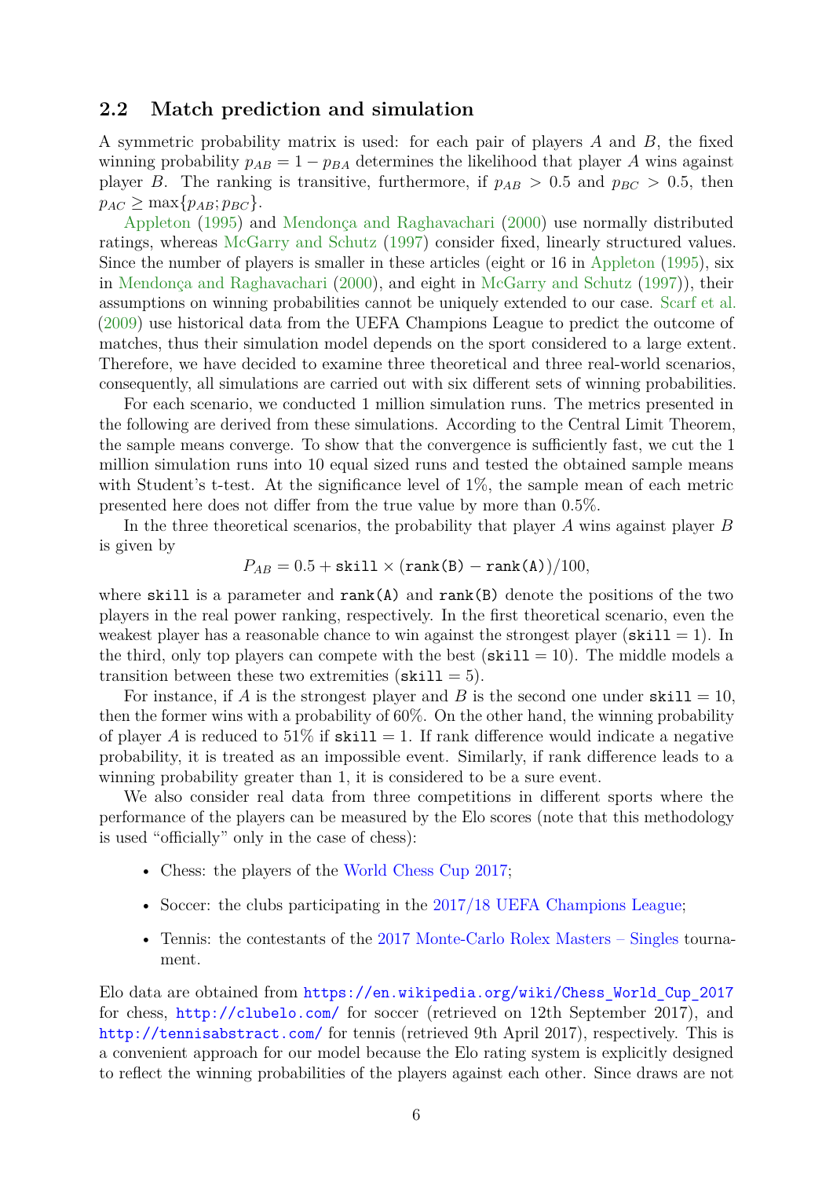## 2.2 Match prediction and simulation

A symmetric probability matrix is used: for each pair of players $A$ and $B$, the fixed winning probability $p_{AB} = 1 - p_{BA}$ determines the likelihood that player $A$ wins against player $B$. The ranking is transitive, furthermore, if $p_{AB} > 0.5$ and $p_{BC} > 0.5$, then $p_{AC} \geq \max\{p_{AB}; p_{BC}\}$.

Appleton (1995) and Mendonça and Raghavachari (2000) use normally distributed ratings, whereas McGarry and Schutz (1997) consider fixed, linearly structured values. Since the number of players is smaller in these articles (eight or 16 in Appleton (1995), six in Mendonça and Raghavachari (2000), and eight in McGarry and Schutz (1997)), their assumptions on winning probabilities cannot be uniquely extended to our case. Scarf et al. (2009) use historical data from the UEFA Champions League to predict the outcome of matches, thus their simulation model depends on the sport considered to a large extent. Therefore, we have decided to examine three theoretical and three real-world scenarios, consequently, all simulations are carried out with six different sets of winning probabilities.

For each scenario, we conducted 1 million simulation runs. The metrics presented in the following are derived from these simulations. According to the Central Limit Theorem, the sample means converge. To show that the convergence is sufficiently fast, we cut the 1 million simulation runs into 10 equal sized runs and tested the obtained sample means with Student's t-test. At the significance level of 1%, the sample mean of each metric presented here does not differ from the true value by more than 0.5%.

In the three theoretical scenarios, the probability that player $A$ wins against player $B$ is given by

$$P_{AB} = 0.5 + \texttt{skill} \times (\texttt{rank(B)} - \texttt{rank(A)})/100,$$

where `skill` is a parameter and `rank(A)` and `rank(B)` denote the positions of the two players in the real power ranking, respectively. In the first theoretical scenario, even the weakest player has a reasonable chance to win against the strongest player ($\texttt{skill} = 1$). In the third, only top players can compete with the best ($\texttt{skill} = 10$). The middle models a transition between these two extremities ($\texttt{skill} = 5$).

For instance, if $A$ is the strongest player and $B$ is the second one under $\texttt{skill} = 10$, then the former wins with a probability of 60%. On the other hand, the winning probability of player $A$ is reduced to 51% if $\texttt{skill} = 1$. If rank difference would indicate a negative probability, it is treated as an impossible event. Similarly, if rank difference leads to a winning probability greater than 1, it is considered to be a sure event.

We also consider real data from three competitions in different sports where the performance of the players can be measured by the Elo scores (note that this methodology is used "officially" only in the case of chess):

- Chess: the players of the World Chess Cup 2017;
- Soccer: the clubs participating in the 2017/18 UEFA Champions League;
- Tennis: the contestants of the 2017 Monte-Carlo Rolex Masters – Singles tournament.

Elo data are obtained from https://en.wikipedia.org/wiki/Chess_World_Cup_2017 for chess, http://clubelo.com/ for soccer (retrieved on 12th September 2017), and http://tennisabstract.com/ for tennis (retrieved 9th April 2017), respectively. This is a convenient approach for our model because the Elo rating system is explicitly designed to reflect the winning probabilities of the players against each other. Since draws are not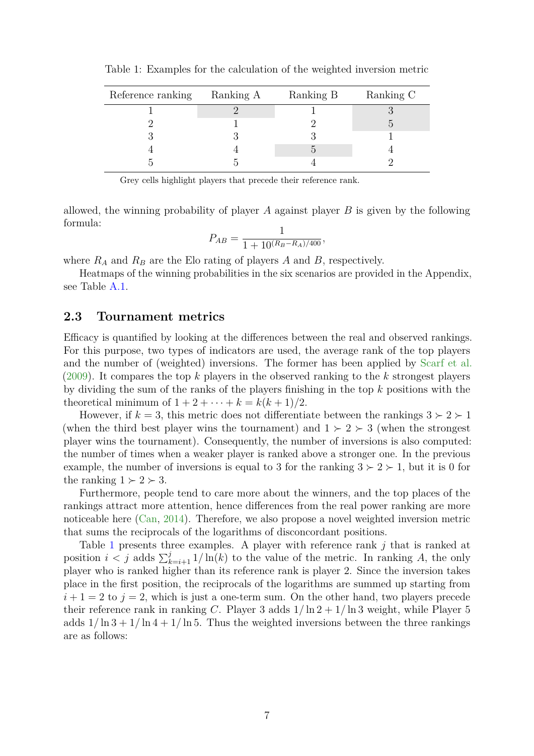Table 1: Examples for the calculation of the weighted inversion metric

| Reference ranking | Ranking A | Ranking B | Ranking C |
|---|---|---|---|
| 1 | 2 | 1 | 3 |
| 2 | 1 | 2 | 5 |
| 3 | 3 | 3 | 1 |
| 4 | 4 | 5 | 4 |
| 5 | 5 | 4 | 2 |

Grey cells highlight players that precede their reference rank.

allowed, the winning probability of player $A$ against player $B$ is given by the following formula:

$$P_{AB} = \frac{1}{1 + 10^{(R_B - R_A)/400}},$$

where $R_A$ and $R_B$ are the Elo rating of players $A$ and $B$, respectively.

Heatmaps of the winning probabilities in the six scenarios are provided in the Appendix, see Table A.1.

## 2.3 Tournament metrics

Efficacy is quantified by looking at the differences between the real and observed rankings. For this purpose, two types of indicators are used, the average rank of the top players and the number of (weighted) inversions. The former has been applied by Scarf et al. (2009). It compares the top $k$ players in the observed ranking to the $k$ strongest players by dividing the sum of the ranks of the players finishing in the top $k$ positions with the theoretical minimum of $1 + 2 + \cdots + k = k(k + 1)/2$.

However, if $k = 3$, this metric does not differentiate between the rankings $3 \succ 2 \succ 1$ (when the third best player wins the tournament) and $1 \succ 2 \succ 3$ (when the strongest player wins the tournament). Consequently, the number of inversions is also computed: the number of times when a weaker player is ranked above a stronger one. In the previous example, the number of inversions is equal to 3 for the ranking $3 \succ 2 \succ 1$, but it is 0 for the ranking $1 \succ 2 \succ 3$.

Furthermore, people tend to care more about the winners, and the top places of the rankings attract more attention, hence differences from the real power ranking are more noticeable here (Can, 2014). Therefore, we also propose a novel weighted inversion metric that sums the reciprocals of the logarithms of disconcordant positions.

Table 1 presents three examples. A player with reference rank $j$ that is ranked at position $i < j$ adds $\sum_{k=i+1}^{j} 1/\ln(k)$ to the value of the metric. In ranking $A$, the only player who is ranked higher than its reference rank is player 2. Since the inversion takes place in the first position, the reciprocals of the logarithms are summed up starting from $i + 1 = 2$ to $j = 2$, which is just a one-term sum. On the other hand, two players precede their reference rank in ranking $C$. Player 3 adds $1/\ln 2 + 1/\ln 3$ weight, while Player 5 adds $1/\ln 3 + 1/\ln 4 + 1/\ln 5$. Thus the weighted inversions between the three rankings are as follows: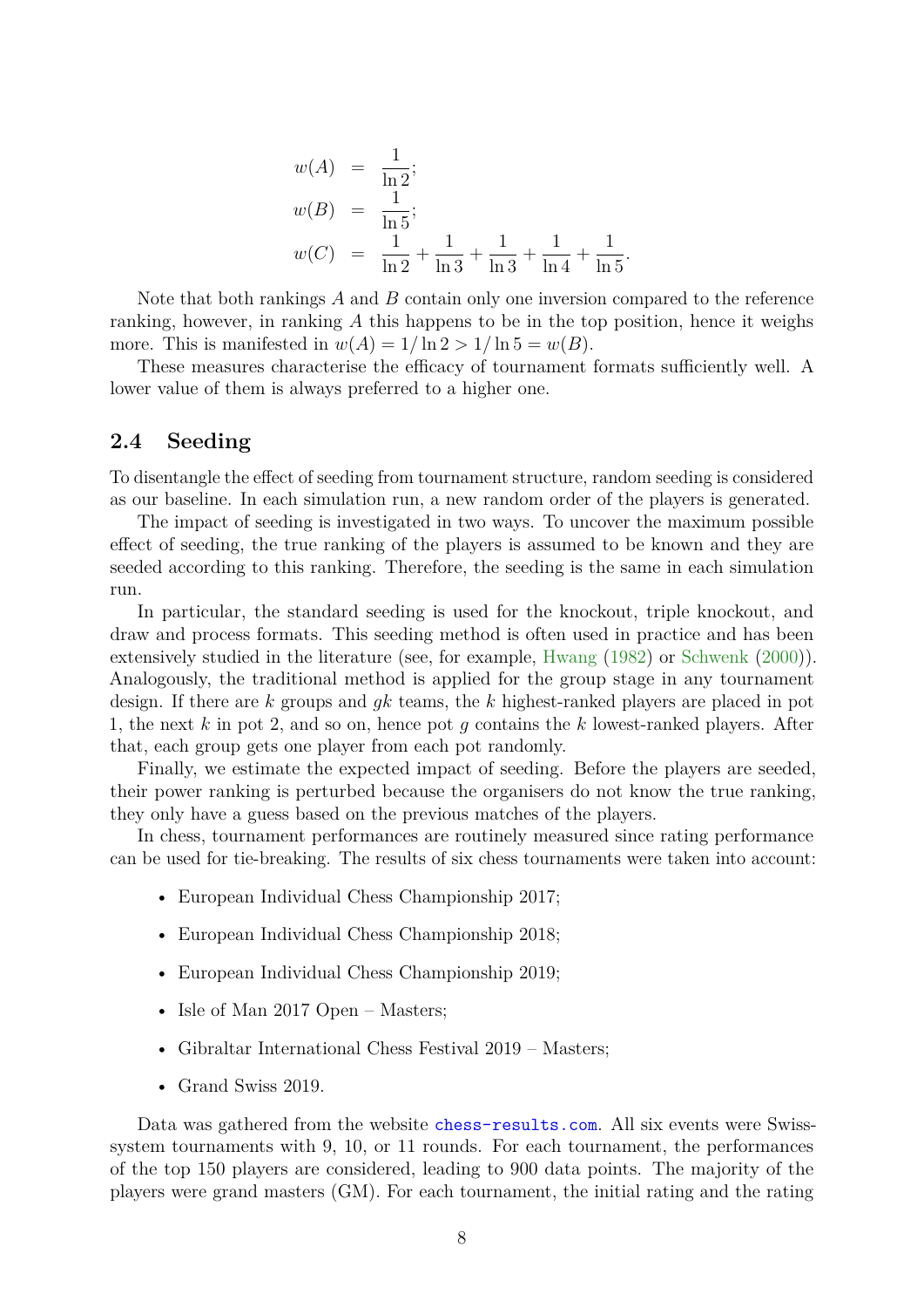$$
\begin{aligned}
w(A) &= \frac{1}{\ln 2}; \\
w(B) &= \frac{1}{\ln 5}; \\
w(C) &= \frac{1}{\ln 2} + \frac{1}{\ln 3} + \frac{1}{\ln 3} + \frac{1}{\ln 4} + \frac{1}{\ln 5}.
\end{aligned}
$$

Note that both rankings $A$ and $B$ contain only one inversion compared to the reference ranking, however, in ranking $A$ this happens to be in the top position, hence it weighs more. This is manifested in $w(A) = 1/\ln 2 > 1/\ln 5 = w(B)$.

These measures characterise the efficacy of tournament formats sufficiently well. A lower value of them is always preferred to a higher one.

## 2.4 Seeding

To disentangle the effect of seeding from tournament structure, random seeding is considered as our baseline. In each simulation run, a new random order of the players is generated.

The impact of seeding is investigated in two ways. To uncover the maximum possible effect of seeding, the true ranking of the players is assumed to be known and they are seeded according to this ranking. Therefore, the seeding is the same in each simulation run.

In particular, the standard seeding is used for the knockout, triple knockout, and draw and process formats. This seeding method is often used in practice and has been extensively studied in the literature (see, for example, Hwang (1982) or Schwenk (2000)). Analogously, the traditional method is applied for the group stage in any tournament design. If there are $k$ groups and $gk$ teams, the $k$ highest-ranked players are placed in pot 1, the next $k$ in pot 2, and so on, hence pot $g$ contains the $k$ lowest-ranked players. After that, each group gets one player from each pot randomly.

Finally, we estimate the expected impact of seeding. Before the players are seeded, their power ranking is perturbed because the organisers do not know the true ranking, they only have a guess based on the previous matches of the players.

In chess, tournament performances are routinely measured since rating performance can be used for tie-breaking. The results of six chess tournaments were taken into account:

- European Individual Chess Championship 2017;
- European Individual Chess Championship 2018;
- European Individual Chess Championship 2019;
- Isle of Man 2017 Open – Masters;
- Gibraltar International Chess Festival 2019 – Masters;
- Grand Swiss 2019.

Data was gathered from the website chess-results.com. All six events were Swiss-system tournaments with 9, 10, or 11 rounds. For each tournament, the performances of the top 150 players are considered, leading to 900 data points. The majority of the players were grand masters (GM). For each tournament, the initial rating and the rating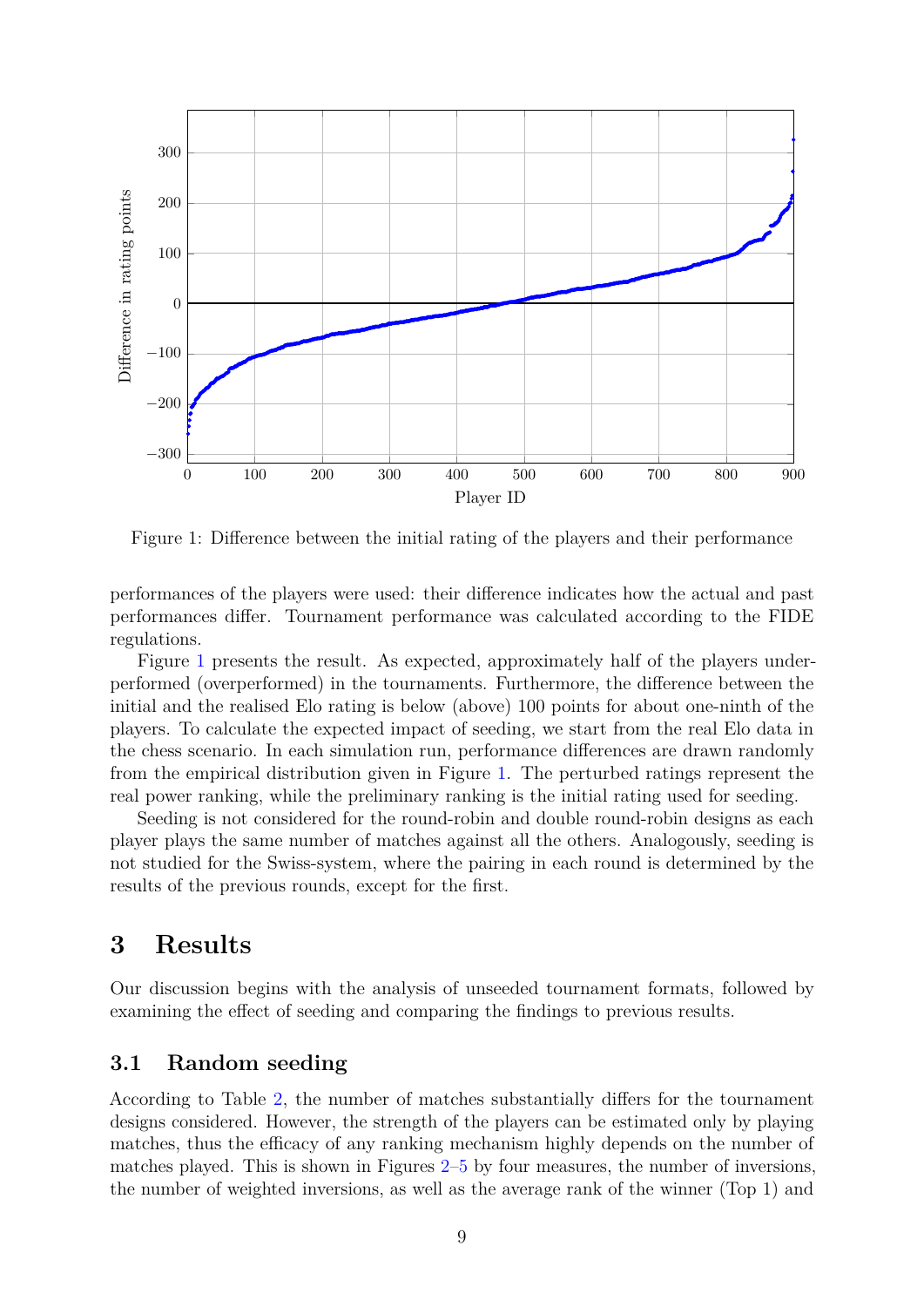Figure 1: Difference between the initial rating of the players and their performance

performances of the players were used: their difference indicates how the actual and past performances differ. Tournament performance was calculated according to the FIDE regulations.

Figure 1 presents the result. As expected, approximately half of the players underperformed (overperformed) in the tournaments. Furthermore, the difference between the initial and the realised Elo rating is below (above) 100 points for about one-ninth of the players. To calculate the expected impact of seeding, we start from the real Elo data in the chess scenario. In each simulation run, performance differences are drawn randomly from the empirical distribution given in Figure 1. The perturbed ratings represent the real power ranking, while the preliminary ranking is the initial rating used for seeding.

Seeding is not considered for the round-robin and double round-robin designs as each player plays the same number of matches against all the others. Analogously, seeding is not studied for the Swiss-system, where the pairing in each round is determined by the results of the previous rounds, except for the first.

# 3 Results

Our discussion begins with the analysis of unseeded tournament formats, followed by examining the effect of seeding and comparing the findings to previous results.

## 3.1 Random seeding

According to Table 2, the number of matches substantially differs for the tournament designs considered. However, the strength of the players can be estimated only by playing matches, thus the efficacy of any ranking mechanism highly depends on the number of matches played. This is shown in Figures 2–5 by four measures, the number of inversions, the number of weighted inversions, as well as the average rank of the winner (Top 1) and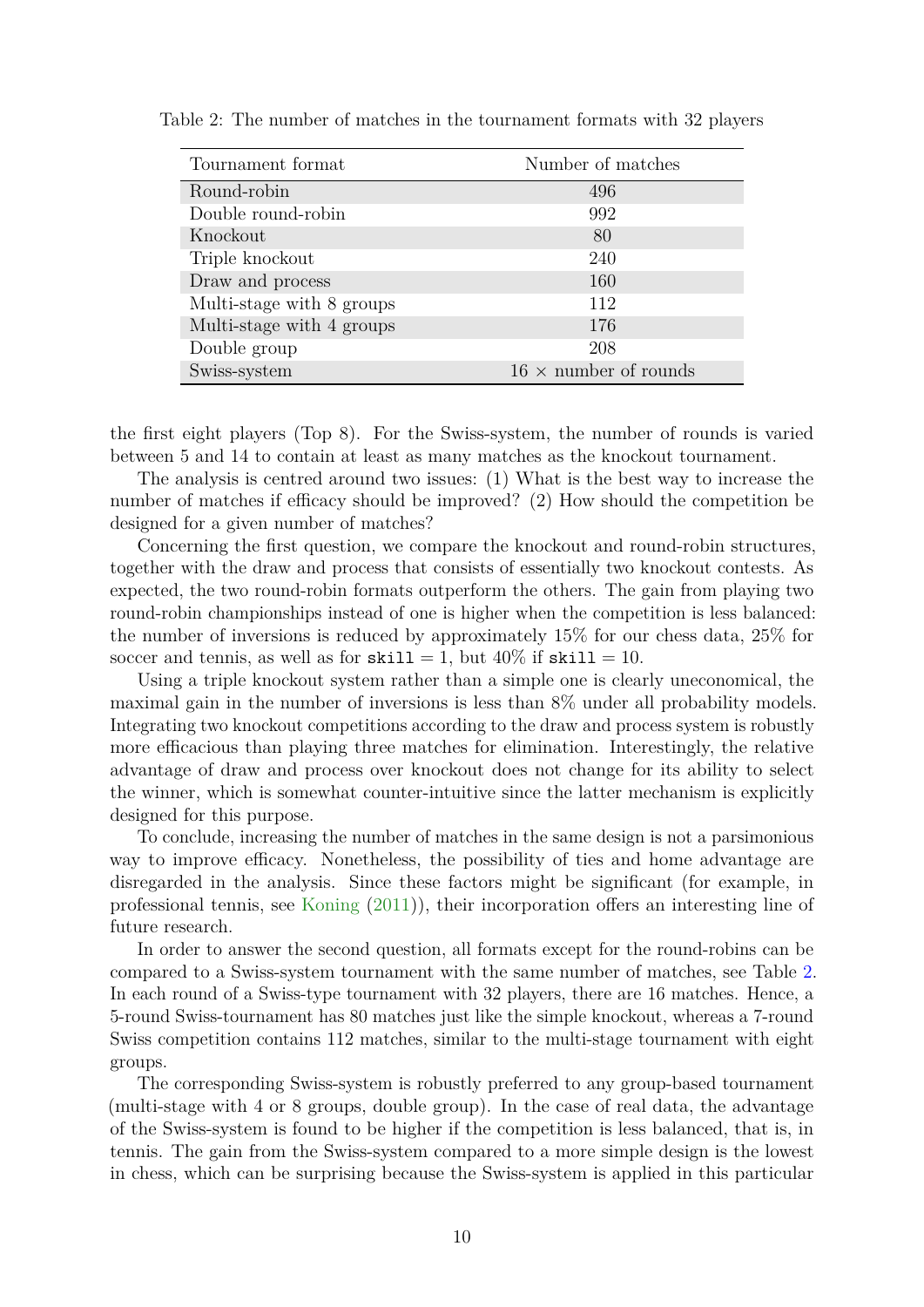Table 2: The number of matches in the tournament formats with 32 players

| Tournament format | Number of matches |
| --- | --- |
| Round-robin | 496 |
| Double round-robin | 992 |
| Knockout | 80 |
| Triple knockout | 240 |
| Draw and process | 160 |
| Multi-stage with 8 groups | 112 |
| Multi-stage with 4 groups | 176 |
| Double group | 208 |
| Swiss-system | 16 $\times$ number of rounds |

the first eight players (Top 8). For the Swiss-system, the number of rounds is varied between 5 and 14 to contain at least as many matches as the knockout tournament.

The analysis is centred around two issues: (1) What is the best way to increase the number of matches if efficacy should be improved? (2) How should the competition be designed for a given number of matches?

Concerning the first question, we compare the knockout and round-robin structures, together with the draw and process that consists of essentially two knockout contests. As expected, the two round-robin formats outperform the others. The gain from playing two round-robin championships instead of one is higher when the competition is less balanced: the number of inversions is reduced by approximately 15% for our chess data, 25% for soccer and tennis, as well as for `skill` $= 1$, but 40% if `skill` $= 10$.

Using a triple knockout system rather than a simple one is clearly uneconomical, the maximal gain in the number of inversions is less than 8% under all probability models. Integrating two knockout competitions according to the draw and process system is robustly more efficacious than playing three matches for elimination. Interestingly, the relative advantage of draw and process over knockout does not change for its ability to select the winner, which is somewhat counter-intuitive since the latter mechanism is explicitly designed for this purpose.

To conclude, increasing the number of matches in the same design is not a parsimonious way to improve efficacy. Nonetheless, the possibility of ties and home advantage are disregarded in the analysis. Since these factors might be significant (for example, in professional tennis, see Koning (2011)), their incorporation offers an interesting line of future research.

In order to answer the second question, all formats except for the round-robins can be compared to a Swiss-system tournament with the same number of matches, see Table 2. In each round of a Swiss-type tournament with 32 players, there are 16 matches. Hence, a 5-round Swiss-tournament has 80 matches just like the simple knockout, whereas a 7-round Swiss competition contains 112 matches, similar to the multi-stage tournament with eight groups.

The corresponding Swiss-system is robustly preferred to any group-based tournament (multi-stage with 4 or 8 groups, double group). In the case of real data, the advantage of the Swiss-system is found to be higher if the competition is less balanced, that is, in tennis. The gain from the Swiss-system compared to a more simple design is the lowest in chess, which can be surprising because the Swiss-system is applied in this particular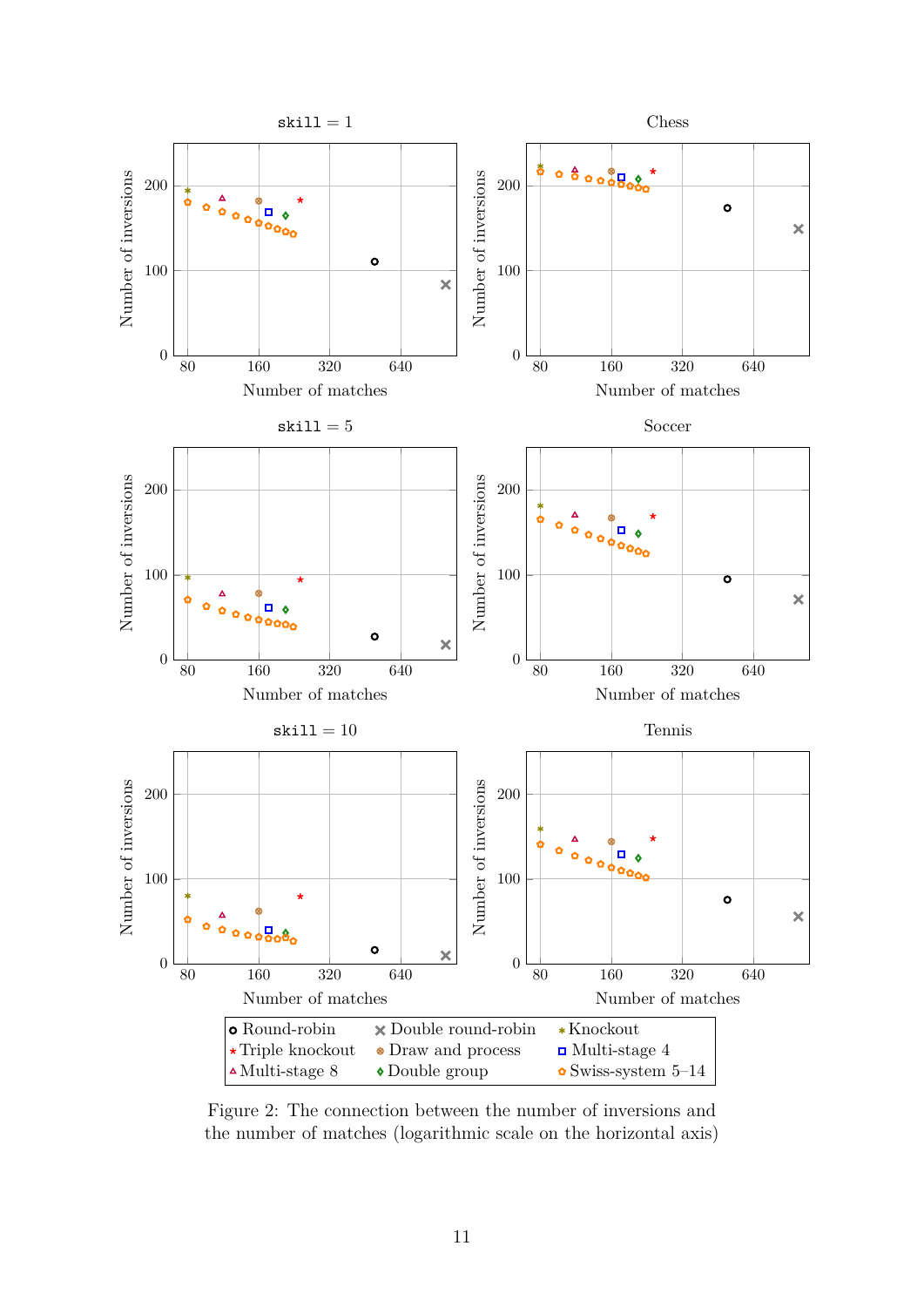Figure 2: The connection between the number of inversions and the number of matches (logarithmic scale on the horizontal axis)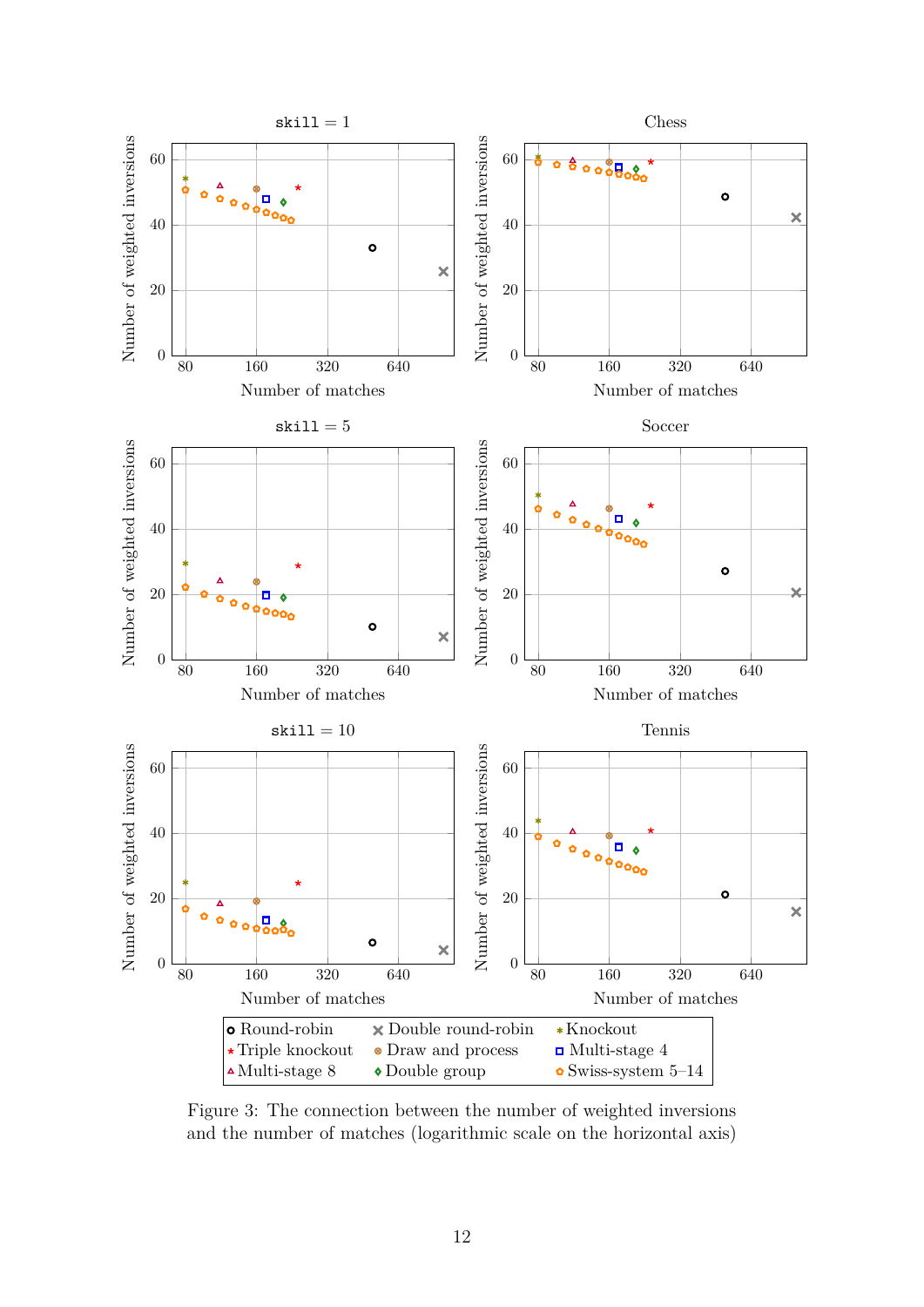Figure 3: The connection between the number of weighted inversions and the number of matches (logarithmic scale on the horizontal axis)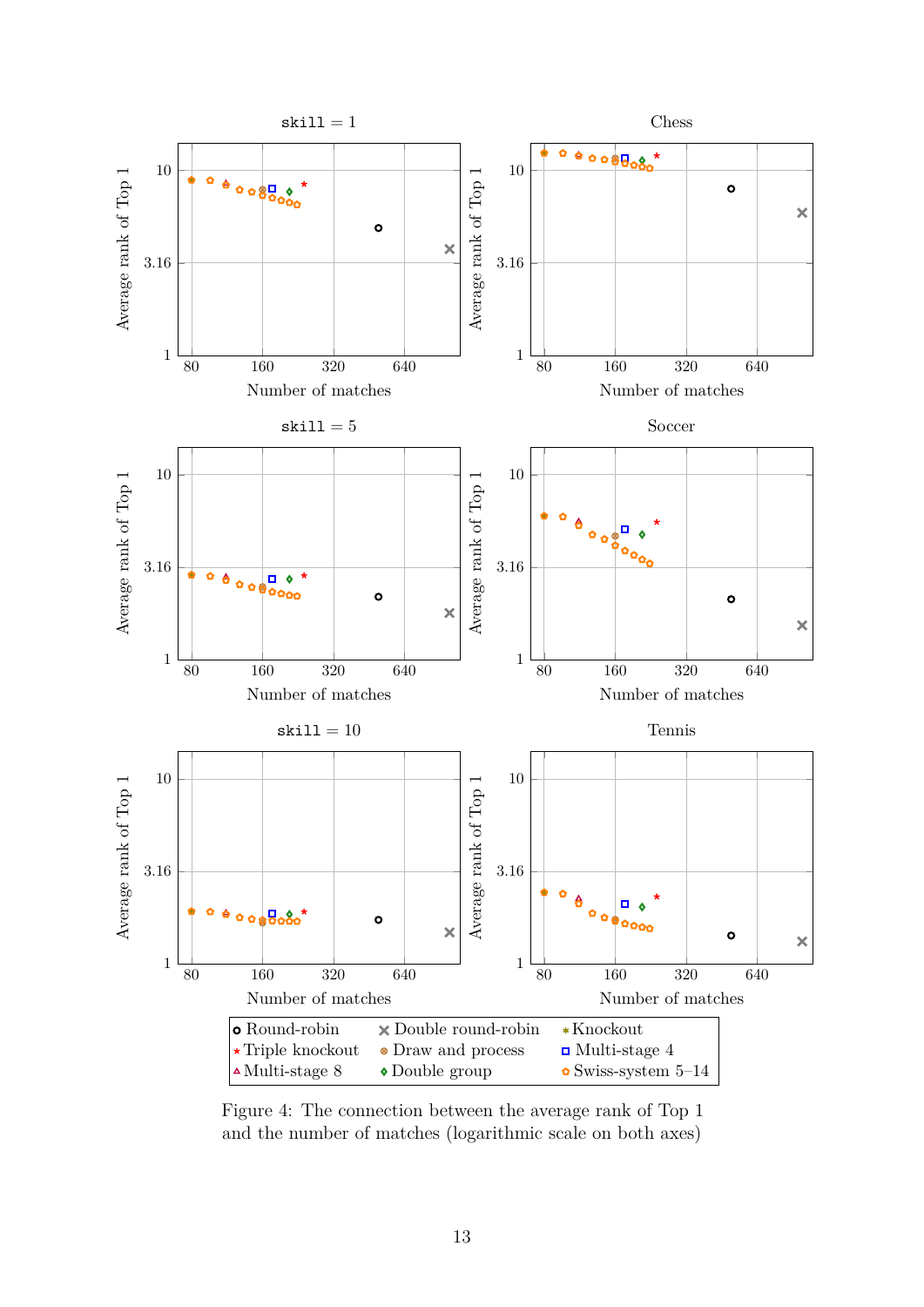Figure 4: The connection between the average rank of Top 1 and the number of matches (logarithmic scale on both axes)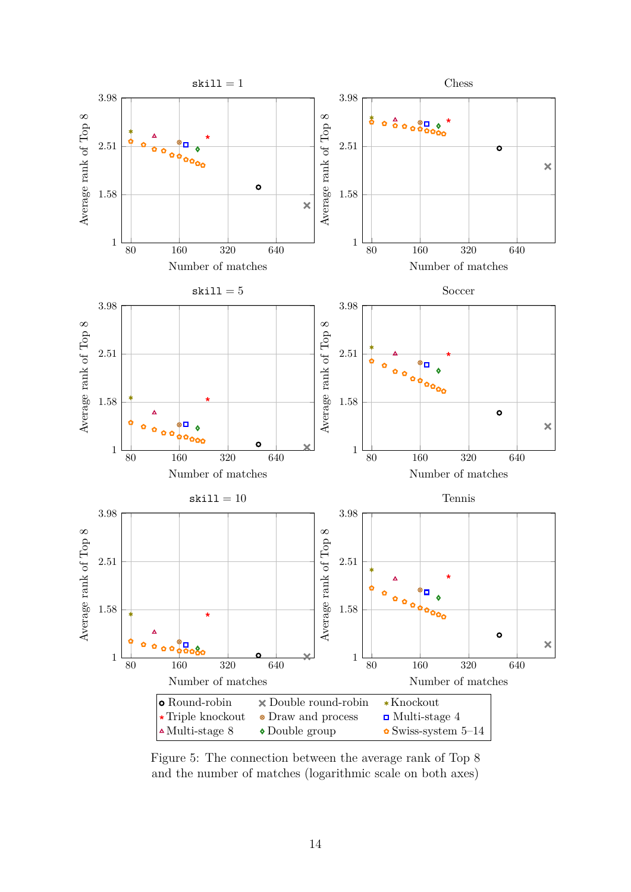Figure 5: The connection between the average rank of Top 8 and the number of matches (logarithmic scale on both axes)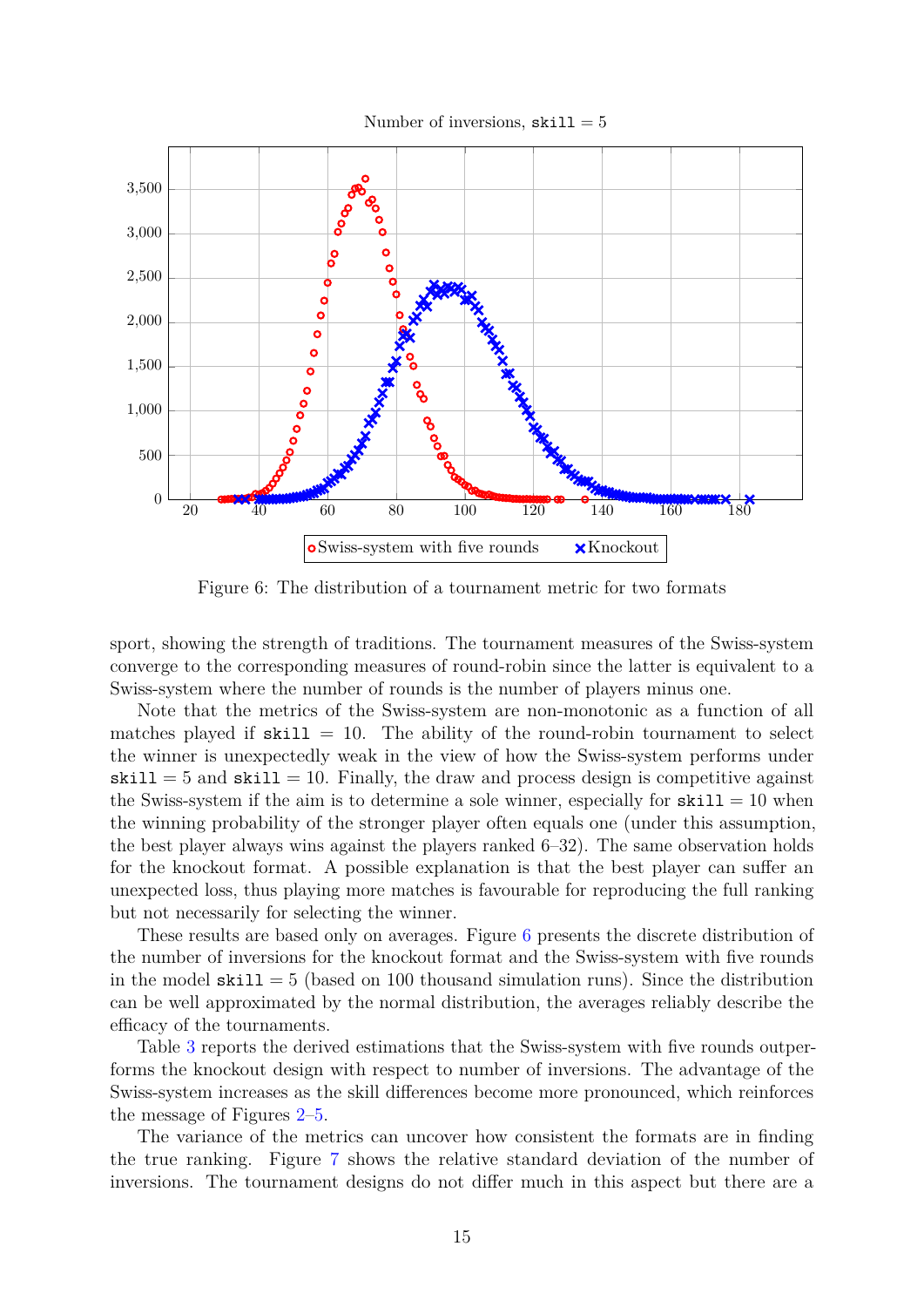Figure 6: The distribution of a tournament metric for two formats

sport, showing the strength of traditions. The tournament measures of the Swiss-system converge to the corresponding measures of round-robin since the latter is equivalent to a Swiss-system where the number of rounds is the number of players minus one.

Note that the metrics of the Swiss-system are non-monotonic as a function of all matches played if `skill` = 10. The ability of the round-robin tournament to select the winner is unexpectedly weak in the view of how the Swiss-system performs under `skill` = 5 and `skill` = 10. Finally, the draw and process design is competitive against the Swiss-system if the aim is to determine a sole winner, especially for `skill` = 10 when the winning probability of the stronger player often equals one (under this assumption, the best player always wins against the players ranked 6–32). The same observation holds for the knockout format. A possible explanation is that the best player can suffer an unexpected loss, thus playing more matches is favourable for reproducing the full ranking but not necessarily for selecting the winner.

These results are based only on averages. Figure 6 presents the discrete distribution of the number of inversions for the knockout format and the Swiss-system with five rounds in the model `skill` = 5 (based on 100 thousand simulation runs). Since the distribution can be well approximated by the normal distribution, the averages reliably describe the efficacy of the tournaments.

Table 3 reports the derived estimations that the Swiss-system with five rounds outperforms the knockout design with respect to number of inversions. The advantage of the Swiss-system increases as the skill differences become more pronounced, which reinforces the message of Figures 2–5.

The variance of the metrics can uncover how consistent the formats are in finding the true ranking. Figure 7 shows the relative standard deviation of the number of inversions. The tournament designs do not differ much in this aspect but there are a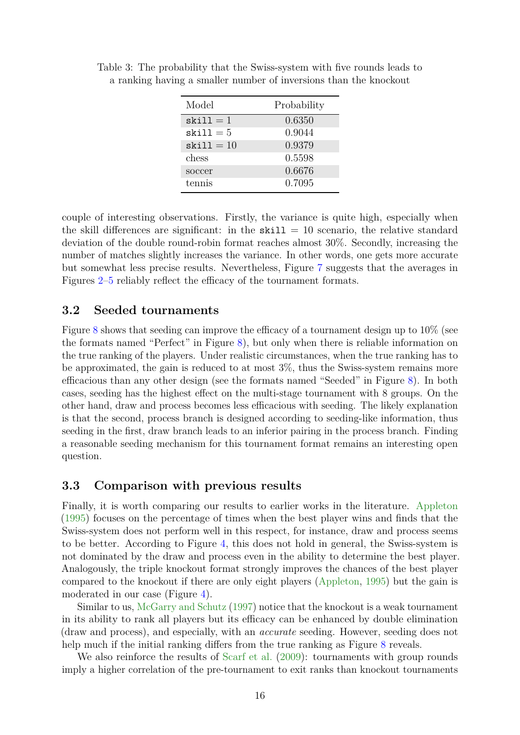Table 3: The probability that the Swiss-system with five rounds leads to a ranking having a smaller number of inversions than the knockout

| Model | Probability |
|---|---|
| `skill` = 1 | 0.6350 |
| `skill` = 5 | 0.9044 |
| `skill` = 10 | 0.9379 |
| chess | 0.5598 |
| soccer | 0.6676 |
| tennis | 0.7095 |

couple of interesting observations. Firstly, the variance is quite high, especially when the skill differences are significant: in the `skill` = 10 scenario, the relative standard deviation of the double round-robin format reaches almost 30%. Secondly, increasing the number of matches slightly increases the variance. In other words, one gets more accurate but somewhat less precise results. Nevertheless, Figure 7 suggests that the averages in Figures 2–5 reliably reflect the efficacy of the tournament formats.

### 3.2 Seeded tournaments

Figure 8 shows that seeding can improve the efficacy of a tournament design up to 10% (see the formats named "Perfect" in Figure 8), but only when there is reliable information on the true ranking of the players. Under realistic circumstances, when the true ranking has to be approximated, the gain is reduced to at most 3%, thus the Swiss-system remains more efficacious than any other design (see the formats named "Seeded" in Figure 8). In both cases, seeding has the highest effect on the multi-stage tournament with 8 groups. On the other hand, draw and process becomes less efficacious with seeding. The likely explanation is that the second, process branch is designed according to seeding-like information, thus seeding in the first, draw branch leads to an inferior pairing in the process branch. Finding a reasonable seeding mechanism for this tournament format remains an interesting open question.

### 3.3 Comparison with previous results

Finally, it is worth comparing our results to earlier works in the literature. Appleton (1995) focuses on the percentage of times when the best player wins and finds that the Swiss-system does not perform well in this respect, for instance, draw and process seems to be better. According to Figure 4, this does not hold in general, the Swiss-system is not dominated by the draw and process even in the ability to determine the best player. Analogously, the triple knockout format strongly improves the chances of the best player compared to the knockout if there are only eight players (Appleton, 1995) but the gain is moderated in our case (Figure 4).

Similar to us, McGarry and Schutz (1997) notice that the knockout is a weak tournament in its ability to rank all players but its efficacy can be enhanced by double elimination (draw and process), and especially, with an *accurate* seeding. However, seeding does not help much if the initial ranking differs from the true ranking as Figure 8 reveals.

We also reinforce the results of Scarf et al. (2009): tournaments with group rounds imply a higher correlation of the pre-tournament to exit ranks than knockout tournaments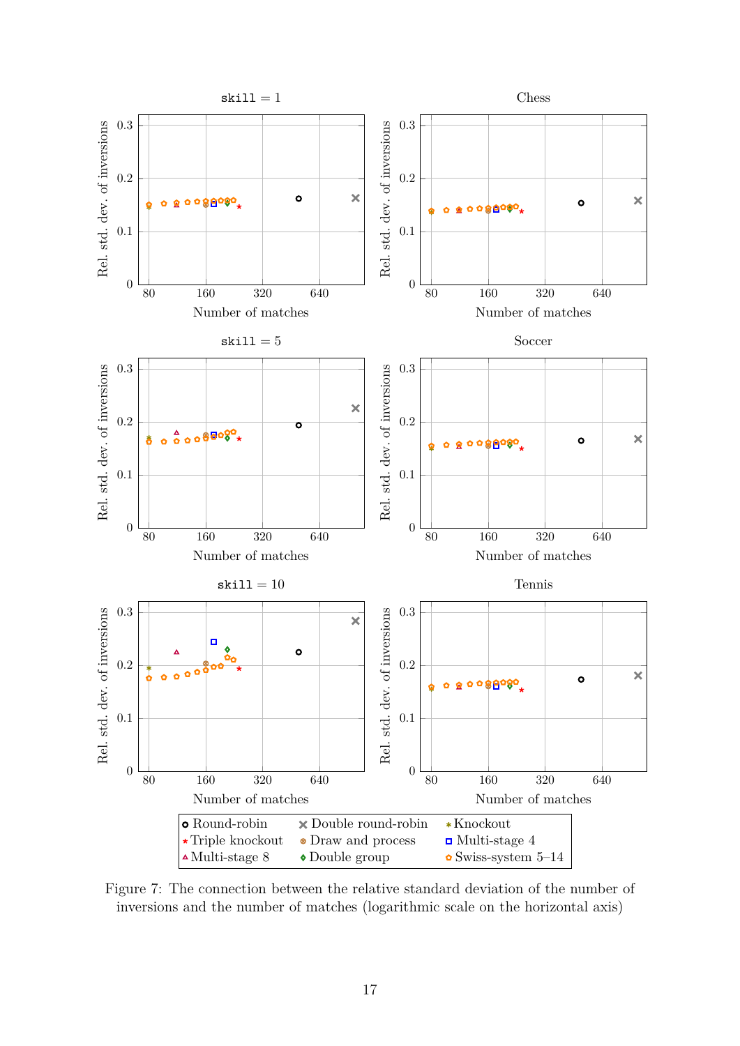Figure 7: The connection between the relative standard deviation of the number of inversions and the number of matches (logarithmic scale on the horizontal axis)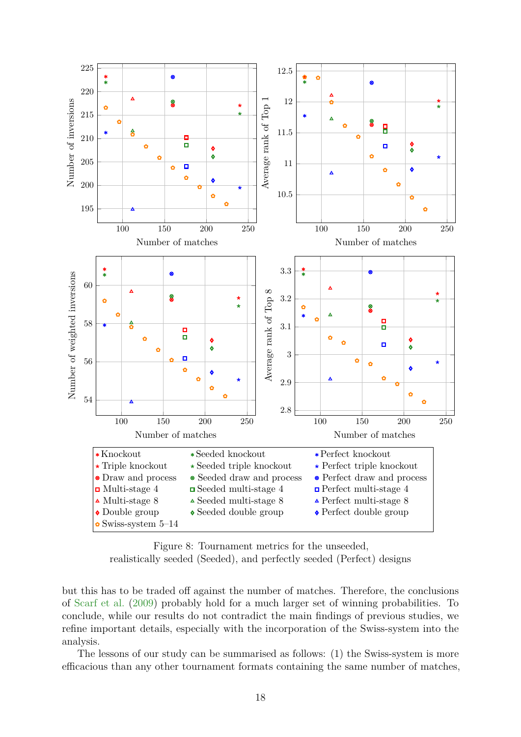Figure 8: Tournament metrics for the unseeded, realistically seeded (Seeded), and perfectly seeded (Perfect) designs

but this has to be traded off against the number of matches. Therefore, the conclusions of Scarf et al. (2009) probably hold for a much larger set of winning probabilities. To conclude, while our results do not contradict the main findings of previous studies, we refine important details, especially with the incorporation of the Swiss-system into the analysis.

The lessons of our study can be summarised as follows: (1) the Swiss-system is more efficacious than any other tournament formats containing the same number of matches,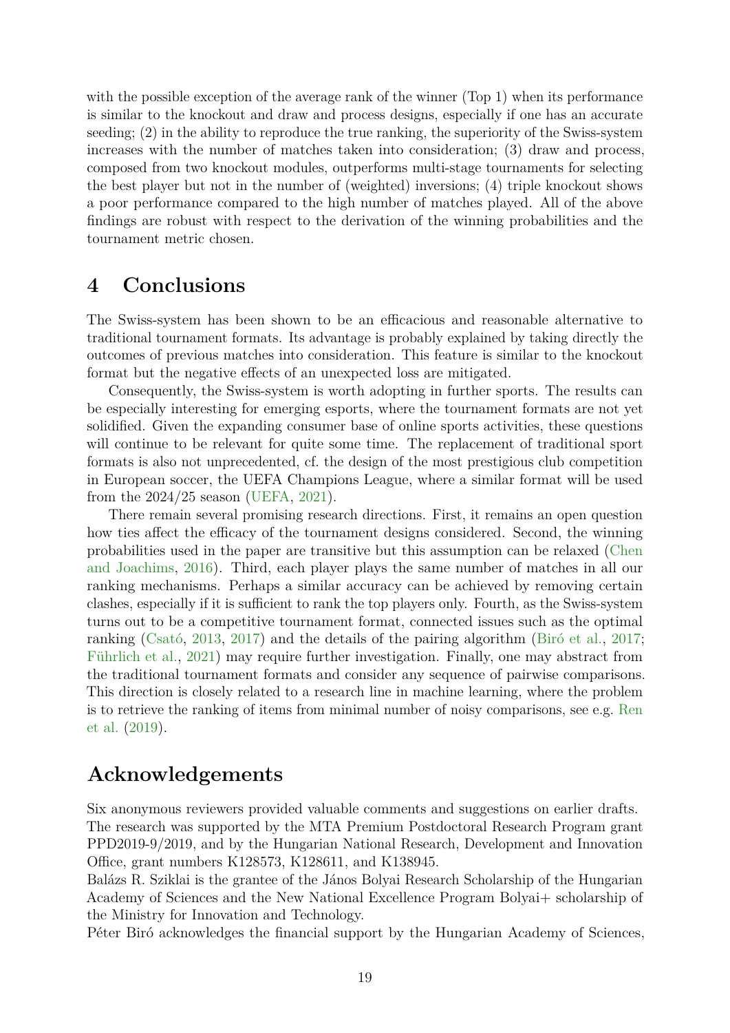with the possible exception of the average rank of the winner (Top 1) when its performance is similar to the knockout and draw and process designs, especially if one has an accurate seeding; (2) in the ability to reproduce the true ranking, the superiority of the Swiss-system increases with the number of matches taken into consideration; (3) draw and process, composed from two knockout modules, outperforms multi-stage tournaments for selecting the best player but not in the number of (weighted) inversions; (4) triple knockout shows a poor performance compared to the high number of matches played. All of the above findings are robust with respect to the derivation of the winning probabilities and the tournament metric chosen.

## 4 Conclusions

The Swiss-system has been shown to be an efficacious and reasonable alternative to traditional tournament formats. Its advantage is probably explained by taking directly the outcomes of previous matches into consideration. This feature is similar to the knockout format but the negative effects of an unexpected loss are mitigated.

Consequently, the Swiss-system is worth adopting in further sports. The results can be especially interesting for emerging esports, where the tournament formats are not yet solidified. Given the expanding consumer base of online sports activities, these questions will continue to be relevant for quite some time. The replacement of traditional sport formats is also not unprecedented, cf. the design of the most prestigious club competition in European soccer, the UEFA Champions League, where a similar format will be used from the 2024/25 season (UEFA, 2021).

There remain several promising research directions. First, it remains an open question how ties affect the efficacy of the tournament designs considered. Second, the winning probabilities used in the paper are transitive but this assumption can be relaxed (Chen and Joachims, 2016). Third, each player plays the same number of matches in all our ranking mechanisms. Perhaps a similar accuracy can be achieved by removing certain clashes, especially if it is sufficient to rank the top players only. Fourth, as the Swiss-system turns out to be a competitive tournament format, connected issues such as the optimal ranking (Csató, 2013, 2017) and the details of the pairing algorithm (Biró et al., 2017; Führlich et al., 2021) may require further investigation. Finally, one may abstract from the traditional tournament formats and consider any sequence of pairwise comparisons. This direction is closely related to a research line in machine learning, where the problem is to retrieve the ranking of items from minimal number of noisy comparisons, see e.g. Ren et al. (2019).

## Acknowledgements

Six anonymous reviewers provided valuable comments and suggestions on earlier drafts.
The research was supported by the MTA Premium Postdoctoral Research Program grant PPD2019-9/2019, and by the Hungarian National Research, Development and Innovation Office, grant numbers K128573, K128611, and K138945.
Balázs R. Sziklai is the grantee of the János Bolyai Research Scholarship of the Hungarian Academy of Sciences and the New National Excellence Program Bolyai+ scholarship of the Ministry for Innovation and Technology.
Péter Biró acknowledges the financial support by the Hungarian Academy of Sciences,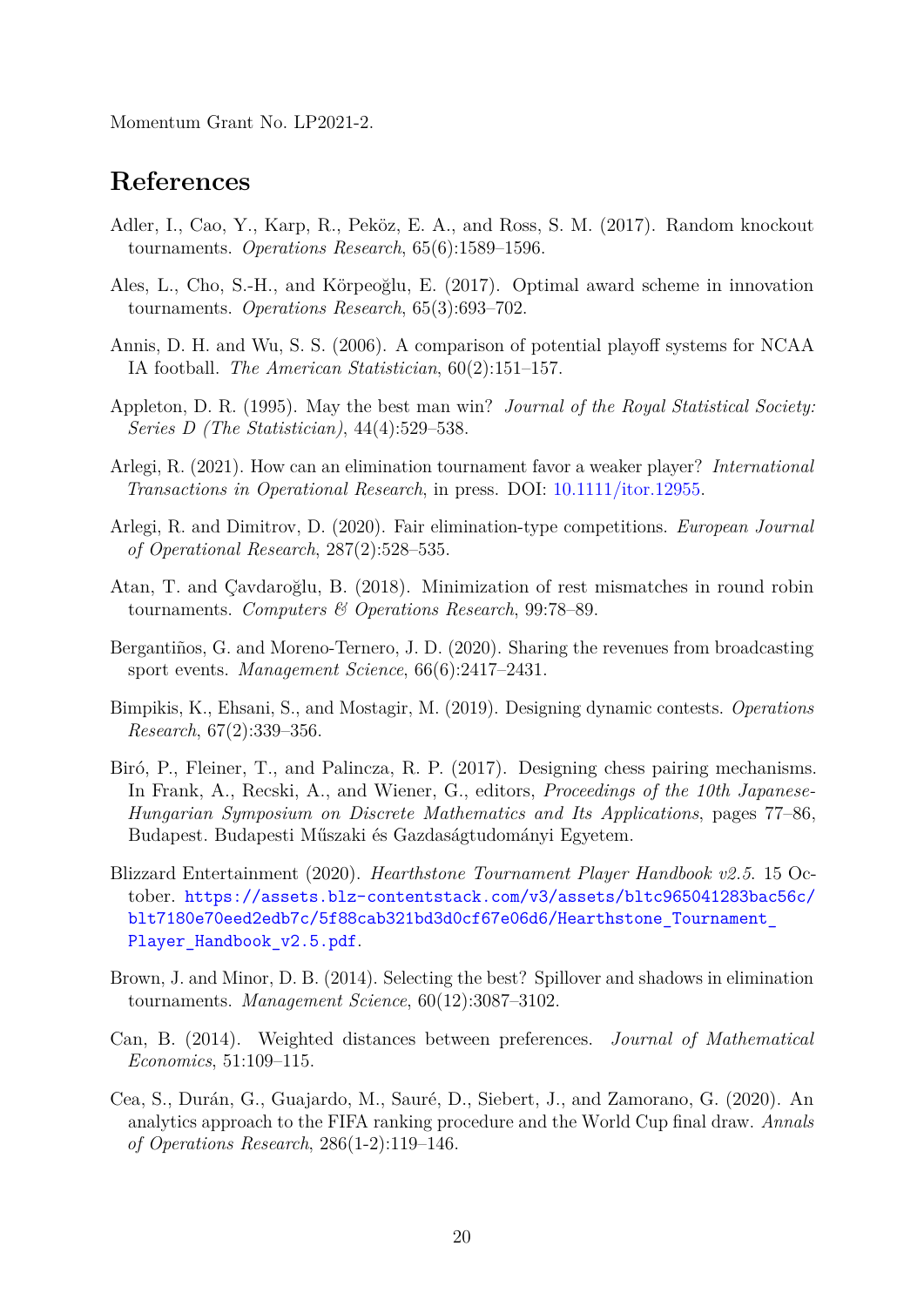Momentum Grant No. LP2021-2.

## References

Adler, I., Cao, Y., Karp, R., Peköz, E. A., and Ross, S. M. (2017). Random knockout tournaments. *Operations Research*, 65(6):1589–1596.

Ales, L., Cho, S.-H., and Körpeoğlu, E. (2017). Optimal award scheme in innovation tournaments. *Operations Research*, 65(3):693–702.

Annis, D. H. and Wu, S. S. (2006). A comparison of potential playoff systems for NCAA IA football. *The American Statistician*, 60(2):151–157.

Appleton, D. R. (1995). May the best man win? *Journal of the Royal Statistical Society: Series D (The Statistician)*, 44(4):529–538.

Arlegi, R. (2021). How can an elimination tournament favor a weaker player? *International Transactions in Operational Research*, in press. DOI: 10.1111/itor.12955.

Arlegi, R. and Dimitrov, D. (2020). Fair elimination-type competitions. *European Journal of Operational Research*, 287(2):528–535.

Atan, T. and Çavdaroğlu, B. (2018). Minimization of rest mismatches in round robin tournaments. *Computers & Operations Research*, 99:78–89.

Bergantiños, G. and Moreno-Ternero, J. D. (2020). Sharing the revenues from broadcasting sport events. *Management Science*, 66(6):2417–2431.

Bimpikis, K., Ehsani, S., and Mostagir, M. (2019). Designing dynamic contests. *Operations Research*, 67(2):339–356.

Biró, P., Fleiner, T., and Palincza, R. P. (2017). Designing chess pairing mechanisms. In Frank, A., Recski, A., and Wiener, G., editors, *Proceedings of the 10th Japanese-Hungarian Symposium on Discrete Mathematics and Its Applications*, pages 77–86, Budapest. Budapesti Műszaki és Gazdaságtudományi Egyetem.

Blizzard Entertainment (2020). *Hearthstone Tournament Player Handbook v2.5*. 15 October. https://assets.blz-contentstack.com/v3/assets/bltc965041283bac56c/blt7180e70eed2edb7c/5f88cab321bd3d0cf67e06d6/Hearthstone_Tournament_Player_Handbook_v2.5.pdf.

Brown, J. and Minor, D. B. (2014). Selecting the best? Spillover and shadows in elimination tournaments. *Management Science*, 60(12):3087–3102.

Can, B. (2014). Weighted distances between preferences. *Journal of Mathematical Economics*, 51:109–115.

Cea, S., Durán, G., Guajardo, M., Sauré, D., Siebert, J., and Zamorano, G. (2020). An analytics approach to the FIFA ranking procedure and the World Cup final draw. *Annals of Operations Research*, 286(1-2):119–146.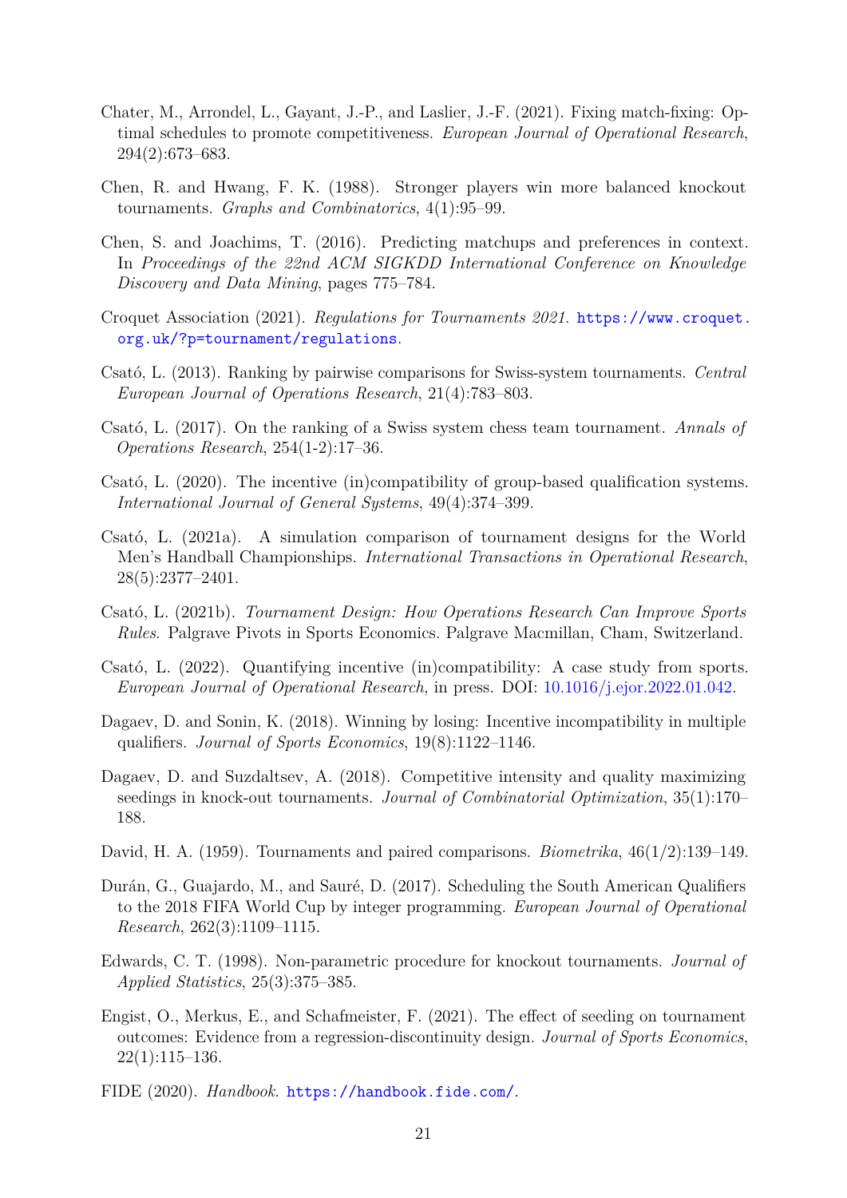Chater, M., Arrondel, L., Gayant, J.-P., and Laslier, J.-F. (2021). Fixing match-fixing: Optimal schedules to promote competitiveness. *European Journal of Operational Research*, 294(2):673–683.

Chen, R. and Hwang, F. K. (1988). Stronger players win more balanced knockout tournaments. *Graphs and Combinatorics*, 4(1):95–99.

Chen, S. and Joachims, T. (2016). Predicting matchups and preferences in context. In *Proceedings of the 22nd ACM SIGKDD International Conference on Knowledge Discovery and Data Mining*, pages 775–784.

Croquet Association (2021). *Regulations for Tournaments 2021*. https://www.croquet.org.uk/?p=tournament/regulations.

Csató, L. (2013). Ranking by pairwise comparisons for Swiss-system tournaments. *Central European Journal of Operations Research*, 21(4):783–803.

Csató, L. (2017). On the ranking of a Swiss system chess team tournament. *Annals of Operations Research*, 254(1-2):17–36.

Csató, L. (2020). The incentive (in)compatibility of group-based qualification systems. *International Journal of General Systems*, 49(4):374–399.

Csató, L. (2021a). A simulation comparison of tournament designs for the World Men's Handball Championships. *International Transactions in Operational Research*, 28(5):2377–2401.

Csató, L. (2021b). *Tournament Design: How Operations Research Can Improve Sports Rules*. Palgrave Pivots in Sports Economics. Palgrave Macmillan, Cham, Switzerland.

Csató, L. (2022). Quantifying incentive (in)compatibility: A case study from sports. *European Journal of Operational Research*, in press. DOI: 10.1016/j.ejor.2022.01.042.

Dagaev, D. and Sonin, K. (2018). Winning by losing: Incentive incompatibility in multiple qualifiers. *Journal of Sports Economics*, 19(8):1122–1146.

Dagaev, D. and Suzdaltsev, A. (2018). Competitive intensity and quality maximizing seedings in knock-out tournaments. *Journal of Combinatorial Optimization*, 35(1):170–188.

David, H. A. (1959). Tournaments and paired comparisons. *Biometrika*, 46(1/2):139–149.

Durán, G., Guajardo, M., and Sauré, D. (2017). Scheduling the South American Qualifiers to the 2018 FIFA World Cup by integer programming. *European Journal of Operational Research*, 262(3):1109–1115.

Edwards, C. T. (1998). Non-parametric procedure for knockout tournaments. *Journal of Applied Statistics*, 25(3):375–385.

Engist, O., Merkus, E., and Schafmeister, F. (2021). The effect of seeding on tournament outcomes: Evidence from a regression-discontinuity design. *Journal of Sports Economics*, 22(1):115–136.

FIDE (2020). *Handbook*. https://handbook.fide.com/.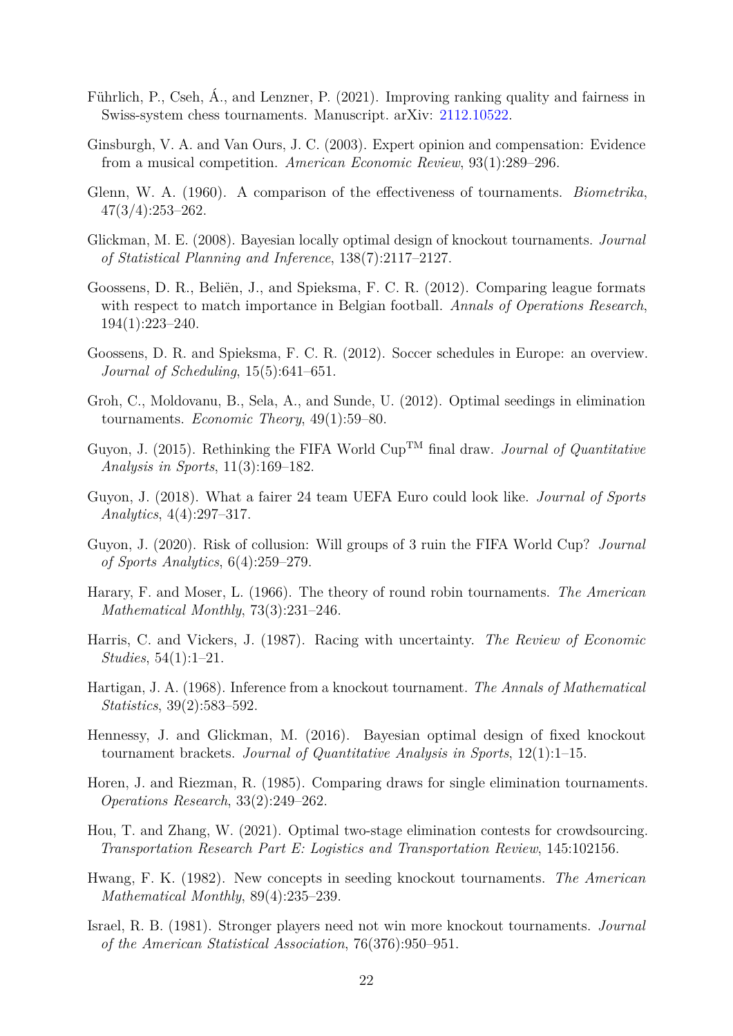Führlich, P., Cseh, Á., and Lenzner, P. (2021). Improving ranking quality and fairness in Swiss-system chess tournaments. Manuscript. arXiv: 2112.10522.

Ginsburgh, V. A. and Van Ours, J. C. (2003). Expert opinion and compensation: Evidence from a musical competition. *American Economic Review*, 93(1):289–296.

Glenn, W. A. (1960). A comparison of the effectiveness of tournaments. *Biometrika*, 47(3/4):253–262.

Glickman, M. E. (2008). Bayesian locally optimal design of knockout tournaments. *Journal of Statistical Planning and Inference*, 138(7):2117–2127.

Goossens, D. R., Beliën, J., and Spieksma, F. C. R. (2012). Comparing league formats with respect to match importance in Belgian football. *Annals of Operations Research*, 194(1):223–240.

Goossens, D. R. and Spieksma, F. C. R. (2012). Soccer schedules in Europe: an overview. *Journal of Scheduling*, 15(5):641–651.

Groh, C., Moldovanu, B., Sela, A., and Sunde, U. (2012). Optimal seedings in elimination tournaments. *Economic Theory*, 49(1):59–80.

Guyon, J. (2015). Rethinking the FIFA World Cup™ final draw. *Journal of Quantitative Analysis in Sports*, 11(3):169–182.

Guyon, J. (2018). What a fairer 24 team UEFA Euro could look like. *Journal of Sports Analytics*, 4(4):297–317.

Guyon, J. (2020). Risk of collusion: Will groups of 3 ruin the FIFA World Cup? *Journal of Sports Analytics*, 6(4):259–279.

Harary, F. and Moser, L. (1966). The theory of round robin tournaments. *The American Mathematical Monthly*, 73(3):231–246.

Harris, C. and Vickers, J. (1987). Racing with uncertainty. *The Review of Economic Studies*, 54(1):1–21.

Hartigan, J. A. (1968). Inference from a knockout tournament. *The Annals of Mathematical Statistics*, 39(2):583–592.

Hennessy, J. and Glickman, M. (2016). Bayesian optimal design of fixed knockout tournament brackets. *Journal of Quantitative Analysis in Sports*, 12(1):1–15.

Horen, J. and Riezman, R. (1985). Comparing draws for single elimination tournaments. *Operations Research*, 33(2):249–262.

Hou, T. and Zhang, W. (2021). Optimal two-stage elimination contests for crowdsourcing. *Transportation Research Part E: Logistics and Transportation Review*, 145:102156.

Hwang, F. K. (1982). New concepts in seeding knockout tournaments. *The American Mathematical Monthly*, 89(4):235–239.

Israel, R. B. (1981). Stronger players need not win more knockout tournaments. *Journal of the American Statistical Association*, 76(376):950–951.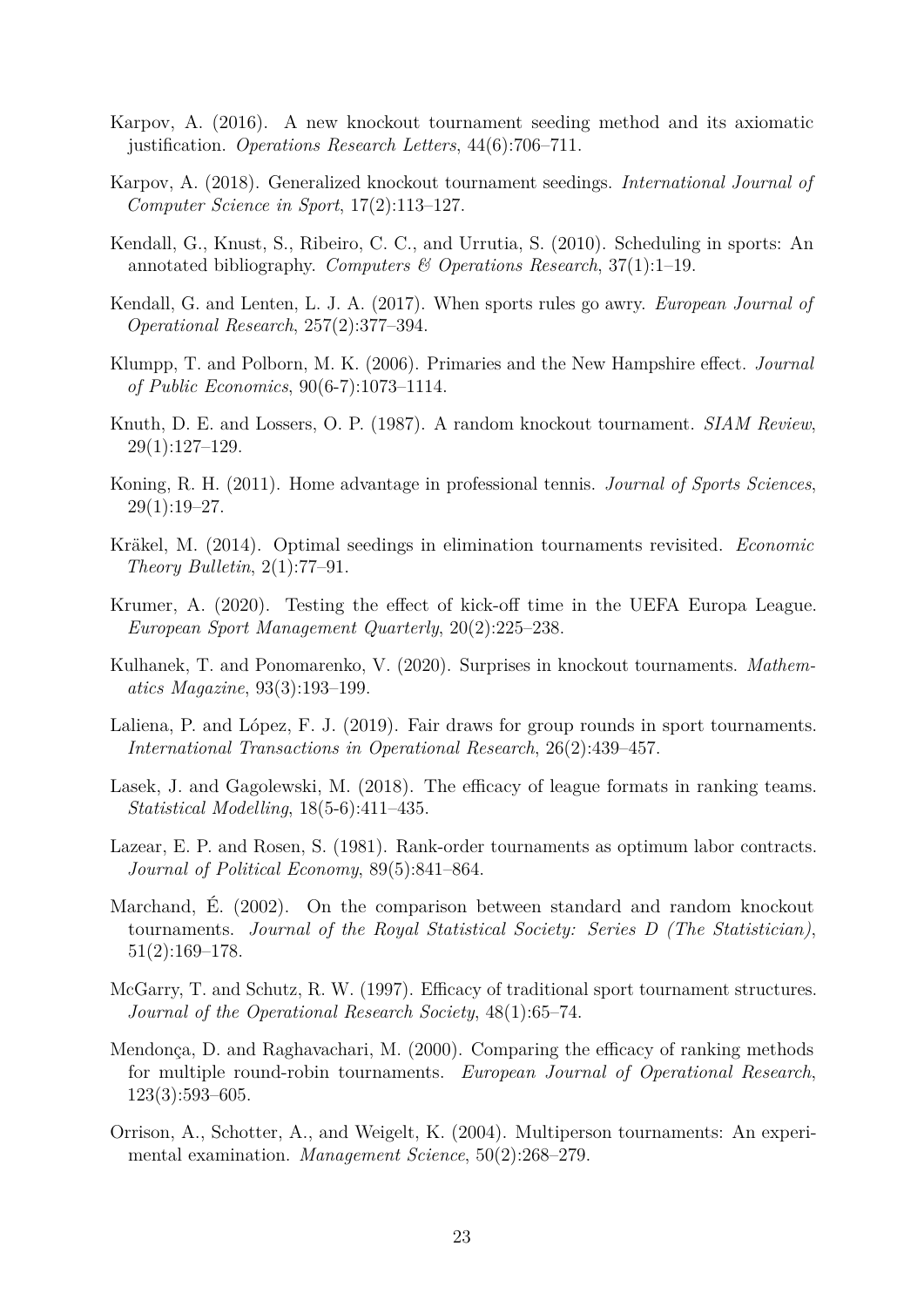Karpov, A. (2016). A new knockout tournament seeding method and its axiomatic justification. *Operations Research Letters*, 44(6):706–711.

Karpov, A. (2018). Generalized knockout tournament seedings. *International Journal of Computer Science in Sport*, 17(2):113–127.

Kendall, G., Knust, S., Ribeiro, C. C., and Urrutia, S. (2010). Scheduling in sports: An annotated bibliography. *Computers & Operations Research*, 37(1):1–19.

Kendall, G. and Lenten, L. J. A. (2017). When sports rules go awry. *European Journal of Operational Research*, 257(2):377–394.

Klumpp, T. and Polborn, M. K. (2006). Primaries and the New Hampshire effect. *Journal of Public Economics*, 90(6-7):1073–1114.

Knuth, D. E. and Lossers, O. P. (1987). A random knockout tournament. *SIAM Review*, 29(1):127–129.

Koning, R. H. (2011). Home advantage in professional tennis. *Journal of Sports Sciences*, 29(1):19–27.

Kräkel, M. (2014). Optimal seedings in elimination tournaments revisited. *Economic Theory Bulletin*, 2(1):77–91.

Krumer, A. (2020). Testing the effect of kick-off time in the UEFA Europa League. *European Sport Management Quarterly*, 20(2):225–238.

Kulhanek, T. and Ponomarenko, V. (2020). Surprises in knockout tournaments. *Mathematics Magazine*, 93(3):193–199.

Laliena, P. and López, F. J. (2019). Fair draws for group rounds in sport tournaments. *International Transactions in Operational Research*, 26(2):439–457.

Lasek, J. and Gagolewski, M. (2018). The efficacy of league formats in ranking teams. *Statistical Modelling*, 18(5-6):411–435.

Lazear, E. P. and Rosen, S. (1981). Rank-order tournaments as optimum labor contracts. *Journal of Political Economy*, 89(5):841–864.

Marchand, É. (2002). On the comparison between standard and random knockout tournaments. *Journal of the Royal Statistical Society: Series D (The Statistician)*, 51(2):169–178.

McGarry, T. and Schutz, R. W. (1997). Efficacy of traditional sport tournament structures. *Journal of the Operational Research Society*, 48(1):65–74.

Mendonça, D. and Raghavachari, M. (2000). Comparing the efficacy of ranking methods for multiple round-robin tournaments. *European Journal of Operational Research*, 123(3):593–605.

Orrison, A., Schotter, A., and Weigelt, K. (2004). Multiperson tournaments: An experimental examination. *Management Science*, 50(2):268–279.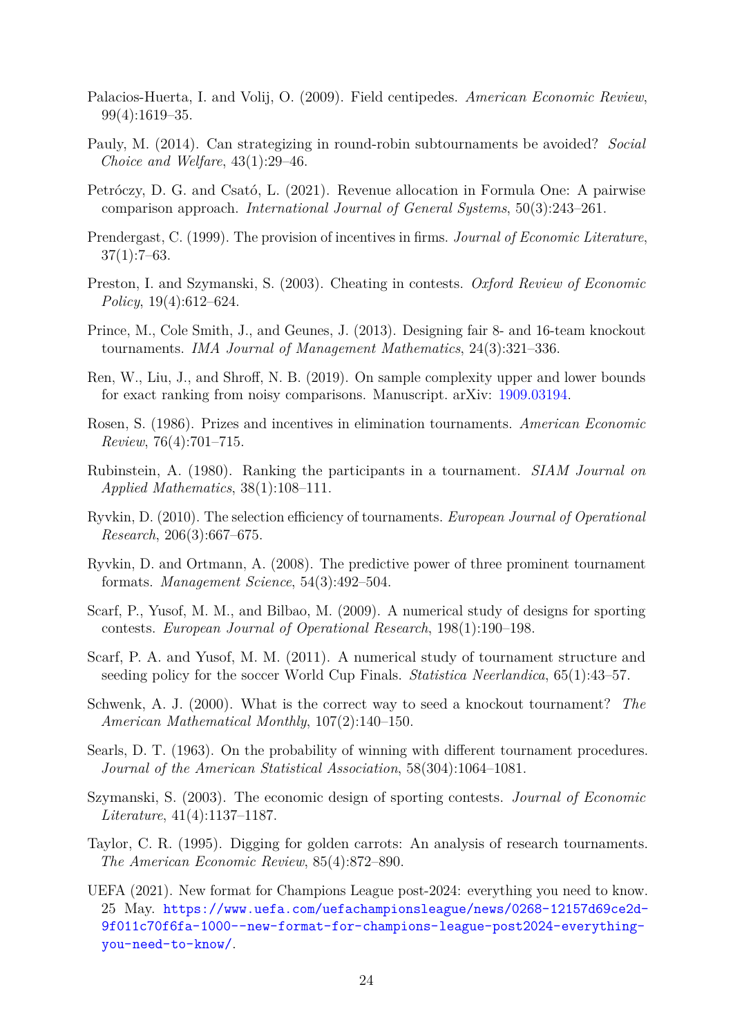Palacios-Huerta, I. and Volij, O. (2009). Field centipedes. *American Economic Review*, 99(4):1619–35.

Pauly, M. (2014). Can strategizing in round-robin subtournaments be avoided? *Social Choice and Welfare*, 43(1):29–46.

Petróczy, D. G. and Csató, L. (2021). Revenue allocation in Formula One: A pairwise comparison approach. *International Journal of General Systems*, 50(3):243–261.

Prendergast, C. (1999). The provision of incentives in firms. *Journal of Economic Literature*, 37(1):7–63.

Preston, I. and Szymanski, S. (2003). Cheating in contests. *Oxford Review of Economic Policy*, 19(4):612–624.

Prince, M., Cole Smith, J., and Geunes, J. (2013). Designing fair 8- and 16-team knockout tournaments. *IMA Journal of Management Mathematics*, 24(3):321–336.

Ren, W., Liu, J., and Shroff, N. B. (2019). On sample complexity upper and lower bounds for exact ranking from noisy comparisons. Manuscript. arXiv: 1909.03194.

Rosen, S. (1986). Prizes and incentives in elimination tournaments. *American Economic Review*, 76(4):701–715.

Rubinstein, A. (1980). Ranking the participants in a tournament. *SIAM Journal on Applied Mathematics*, 38(1):108–111.

Ryvkin, D. (2010). The selection efficiency of tournaments. *European Journal of Operational Research*, 206(3):667–675.

Ryvkin, D. and Ortmann, A. (2008). The predictive power of three prominent tournament formats. *Management Science*, 54(3):492–504.

Scarf, P., Yusof, M. M., and Bilbao, M. (2009). A numerical study of designs for sporting contests. *European Journal of Operational Research*, 198(1):190–198.

Scarf, P. A. and Yusof, M. M. (2011). A numerical study of tournament structure and seeding policy for the soccer World Cup Finals. *Statistica Neerlandica*, 65(1):43–57.

Schwenk, A. J. (2000). What is the correct way to seed a knockout tournament? *The American Mathematical Monthly*, 107(2):140–150.

Searls, D. T. (1963). On the probability of winning with different tournament procedures. *Journal of the American Statistical Association*, 58(304):1064–1081.

Szymanski, S. (2003). The economic design of sporting contests. *Journal of Economic Literature*, 41(4):1137–1187.

Taylor, C. R. (1995). Digging for golden carrots: An analysis of research tournaments. *The American Economic Review*, 85(4):872–890.

UEFA (2021). New format for Champions League post-2024: everything you need to know. 25 May. https://www.uefa.com/uefachampionsleague/news/0268-12157d69ce2d-9f011c70f6fa-1000--new-format-for-champions-league-post2024-everything-you-need-to-know/.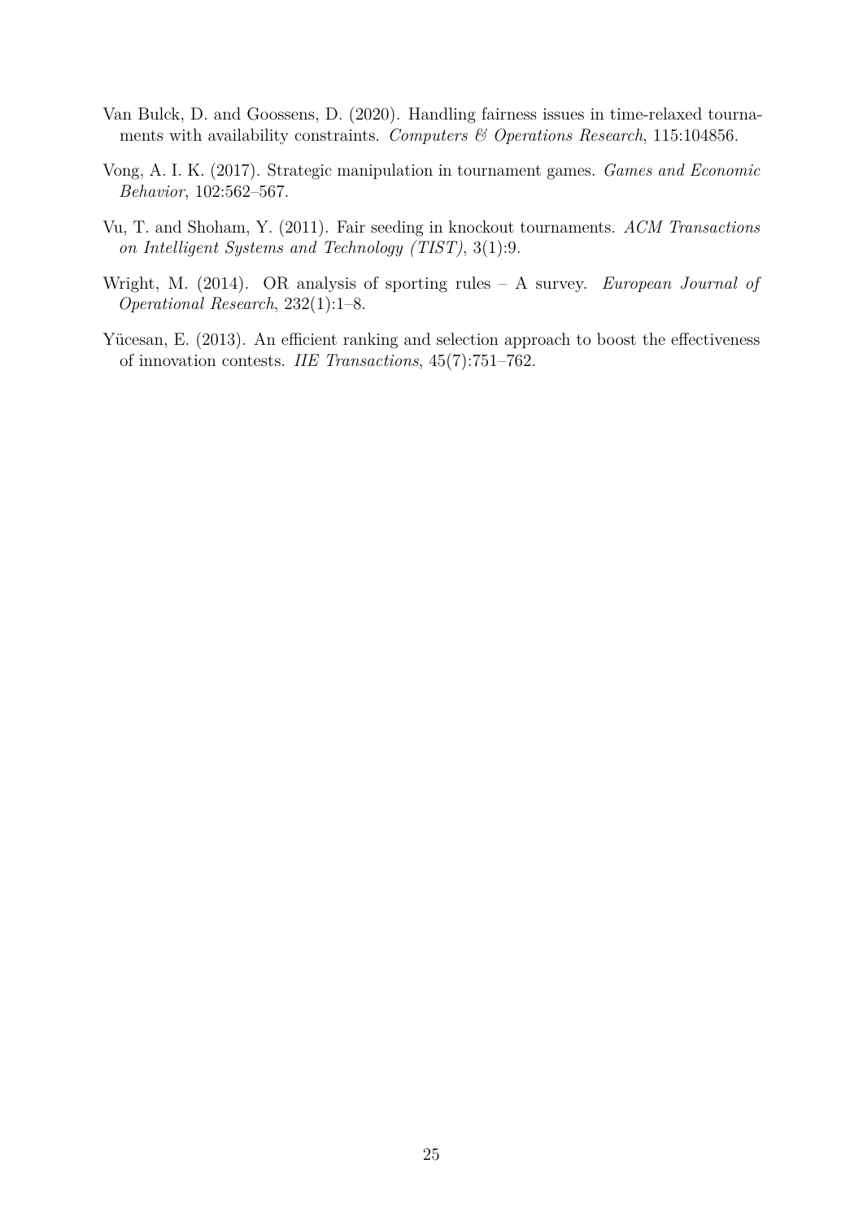Van Bulck, D. and Goossens, D. (2020). Handling fairness issues in time-relaxed tournaments with availability constraints. *Computers & Operations Research*, 115:104856.

Vong, A. I. K. (2017). Strategic manipulation in tournament games. *Games and Economic Behavior*, 102:562–567.

Vu, T. and Shoham, Y. (2011). Fair seeding in knockout tournaments. *ACM Transactions on Intelligent Systems and Technology (TIST)*, 3(1):9.

Wright, M. (2014). OR analysis of sporting rules – A survey. *European Journal of Operational Research*, 232(1):1–8.

Yücesan, E. (2013). An efficient ranking and selection approach to boost the effectiveness of innovation contests. *IIE Transactions*, 45(7):751–762.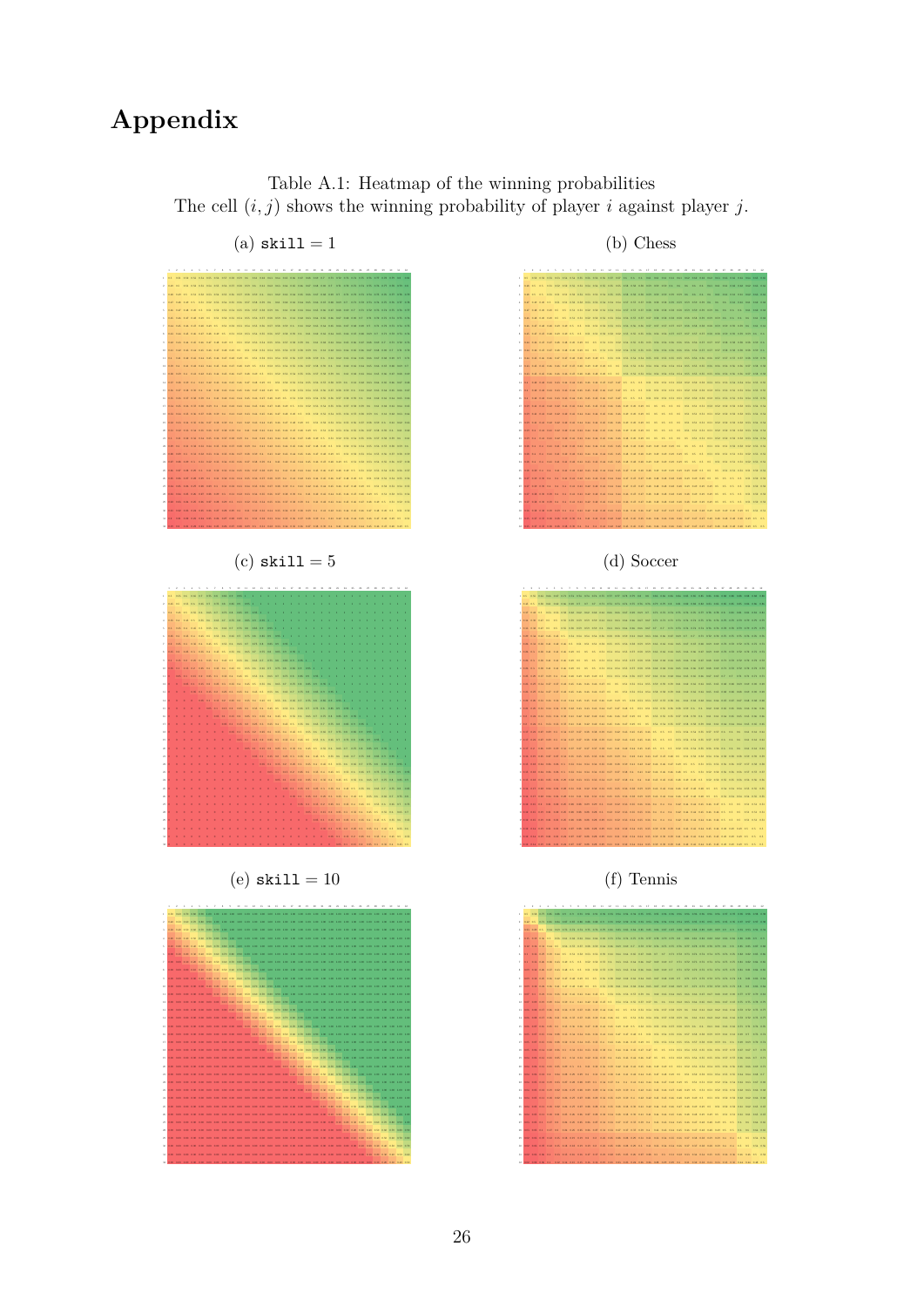# Appendix

Table A.1: Heatmap of the winning probabilities
The cell $(i, j)$ shows the winning probability of player $i$ against player $j$.

(a) `skill` = 1

(b) Chess

(c) `skill` = 5

(d) Soccer

(e) `skill` = 10

(f) Tennis